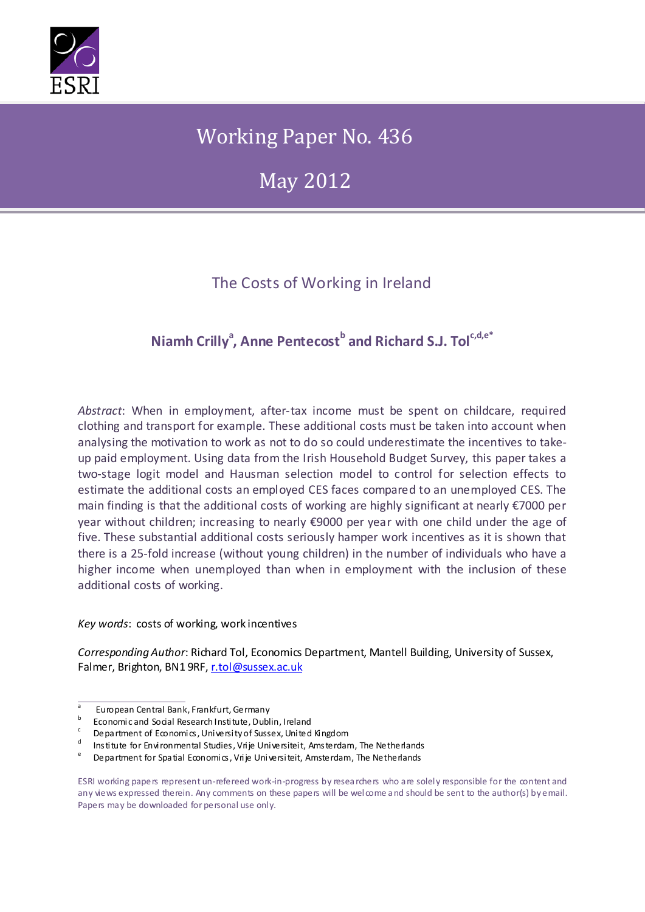Working Paper No. 436

May 2012

# The Costs of Working in Ireland

**Niamh Crilly[a], Anne Pentecost[b] and Richard S.J. Tol[c,d,e*]**

*Abstract*: When in employment, after-tax income must be spent on childcare, required clothing and transport for example. These additional costs must be taken into account when analysing the motivation to work as not to do so could underestimate the incentives to take-up paid employment. Using data from the Irish Household Budget Survey, this paper takes a two-stage logit model and Hausman selection model to control for selection effects to estimate the additional costs an employed CES faces compared to an unemployed CES. The main finding is that the additional costs of working are highly significant at nearly €7000 per year without children; increasing to nearly €9000 per year with one child under the age of five. These substantial additional costs seriously hamper work incentives as it is shown that there is a 25-fold increase (without young children) in the number of individuals who have a higher income when unemployed than when in employment with the inclusion of these additional costs of working.

*Key words*: costs of working, work incentives

*Corresponding Author*: Richard Tol, Economics Department, Mantell Building, University of Sussex, Falmer, Brighton, BN1 9RF, r.tol@sussex.ac.uk

[a] European Central Bank, Frankfurt, Germany
[b] Economic and Social Research Institute, Dublin, Ireland
[c] Department of Economics, University of Sussex, United Kingdom
[d] Institute for Environmental Studies, Vrije Universiteit, Amsterdam, The Netherlands
[e] Department for Spatial Economics, Vrije Universiteit, Amsterdam, The Netherlands

ESRI working papers represent un-refereed work-in-progress by researchers who are solely responsible for the content and any views expressed therein. Any comments on these papers will be welcome and should be sent to the author(s) by email. Papers may be downloaded for personal use only.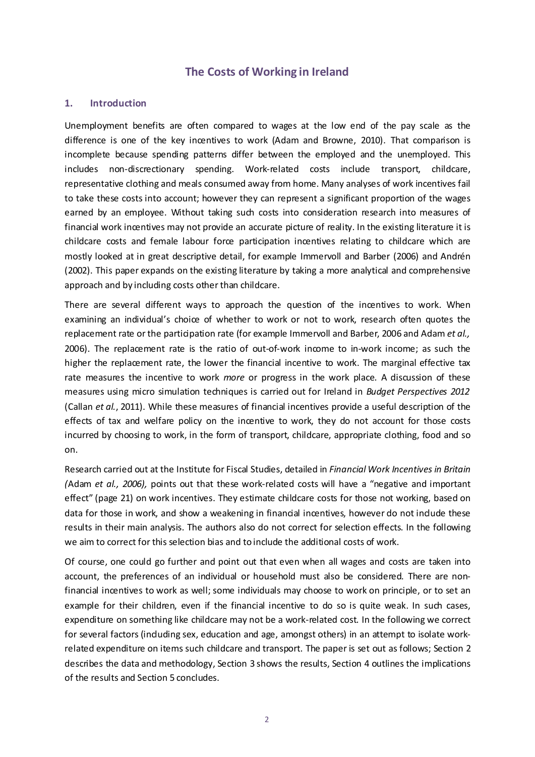# The Costs of Working in Ireland

## 1. Introduction

Unemployment benefits are often compared to wages at the low end of the pay scale as the difference is one of the key incentives to work (Adam and Browne, 2010). That comparison is incomplete because spending patterns differ between the employed and the unemployed. This includes non-discretionary spending. Work-related costs include transport, childcare, representative clothing and meals consumed away from home. Many analyses of work incentives fail to take these costs into account; however they can represent a significant proportion of the wages earned by an employee. Without taking such costs into consideration research into measures of financial work incentives may not provide an accurate picture of reality. In the existing literature it is childcare costs and female labour force participation incentives relating to childcare which are mostly looked at in great descriptive detail, for example Immervoll and Barber (2006) and Andrén (2002). This paper expands on the existing literature by taking a more analytical and comprehensive approach and by including costs other than childcare.

There are several different ways to approach the question of the incentives to work. When examining an individual's choice of whether to work or not to work, research often quotes the replacement rate or the participation rate (for example Immervoll and Barber, 2006 and Adam *et al.,* 2006). The replacement rate is the ratio of out-of-work income to in-work income; as such the higher the replacement rate, the lower the financial incentive to work. The marginal effective tax rate measures the incentive to work *more* or progress in the work place. A discussion of these measures using micro simulation techniques is carried out for Ireland in *Budget Perspectives 2012* (Callan *et al.*, 2011). While these measures of financial incentives provide a useful description of the effects of tax and welfare policy on the incentive to work, they do not account for those costs incurred by choosing to work, in the form of transport, childcare, appropriate clothing, food and so on.

Research carried out at the Institute for Fiscal Studies, detailed in *Financial Work Incentives in Britain (*Adam *et al., 2006),* points out that these work-related costs will have a "negative and important effect" (page 21) on work incentives. They estimate childcare costs for those not working, based on data for those in work, and show a weakening in financial incentives, however do not include these results in their main analysis. The authors also do not correct for selection effects. In the following we aim to correct for this selection bias and to include the additional costs of work.

Of course, one could go further and point out that even when all wages and costs are taken into account, the preferences of an individual or household must also be considered. There are non-financial incentives to work as well; some individuals may choose to work on principle, or to set an example for their children, even if the financial incentive to do so is quite weak. In such cases, expenditure on something like childcare may not be a work-related cost. In the following we correct for several factors (including sex, education and age, amongst others) in an attempt to isolate work-related expenditure on items such childcare and transport. The paper is set out as follows; Section 2 describes the data and methodology, Section 3 shows the results, Section 4 outlines the implications of the results and Section 5 concludes.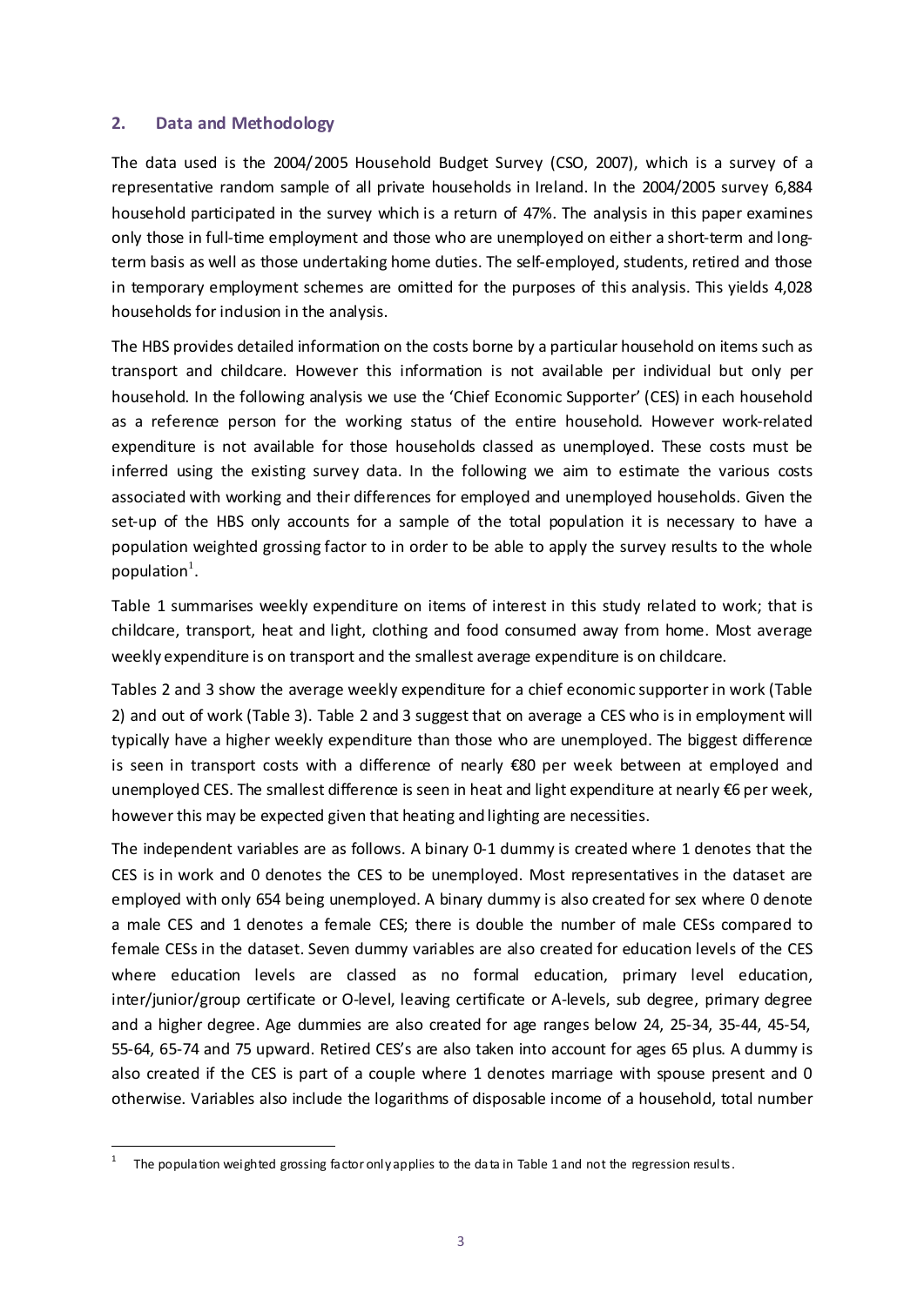## 2. Data and Methodology

The data used is the 2004/2005 Household Budget Survey (CSO, 2007), which is a survey of a representative random sample of all private households in Ireland. In the 2004/2005 survey 6,884 household participated in the survey which is a return of 47%. The analysis in this paper examines only those in full-time employment and those who are unemployed on either a short-term and long-term basis as well as those undertaking home duties. The self-employed, students, retired and those in temporary employment schemes are omitted for the purposes of this analysis. This yields 4,028 households for inclusion in the analysis.

The HBS provides detailed information on the costs borne by a particular household on items such as transport and childcare. However this information is not available per individual but only per household. In the following analysis we use the 'Chief Economic Supporter' (CES) in each household as a reference person for the working status of the entire household. However work-related expenditure is not available for those households classed as unemployed. These costs must be inferred using the existing survey data. In the following we aim to estimate the various costs associated with working and their differences for employed and unemployed households. Given the set-up of the HBS only accounts for a sample of the total population it is necessary to have a population weighted grossing factor to in order to be able to apply the survey results to the whole population[1].

Table 1 summarises weekly expenditure on items of interest in this study related to work; that is childcare, transport, heat and light, clothing and food consumed away from home. Most average weekly expenditure is on transport and the smallest average expenditure is on childcare.

Tables 2 and 3 show the average weekly expenditure for a chief economic supporter in work (Table 2) and out of work (Table 3). Table 2 and 3 suggest that on average a CES who is in employment will typically have a higher weekly expenditure than those who are unemployed. The biggest difference is seen in transport costs with a difference of nearly €80 per week between at employed and unemployed CES. The smallest difference is seen in heat and light expenditure at nearly €6 per week, however this may be expected given that heating and lighting are necessities.

The independent variables are as follows. A binary 0-1 dummy is created where 1 denotes that the CES is in work and 0 denotes the CES to be unemployed. Most representatives in the dataset are employed with only 654 being unemployed. A binary dummy is also created for sex where 0 denote a male CES and 1 denotes a female CES; there is double the number of male CESs compared to female CESs in the dataset. Seven dummy variables are also created for education levels of the CES where education levels are classed as no formal education, primary level education, inter/junior/group certificate or O-level, leaving certificate or A-levels, sub degree, primary degree and a higher degree. Age dummies are also created for age ranges below 24, 25-34, 35-44, 45-54, 55-64, 65-74 and 75 upward. Retired CES's are also taken into account for ages 65 plus. A dummy is also created if the CES is part of a couple where 1 denotes marriage with spouse present and 0 otherwise. Variables also include the logarithms of disposable income of a household, total number

[1] The population weighted grossing factor only applies to the data in Table 1 and not the regression results.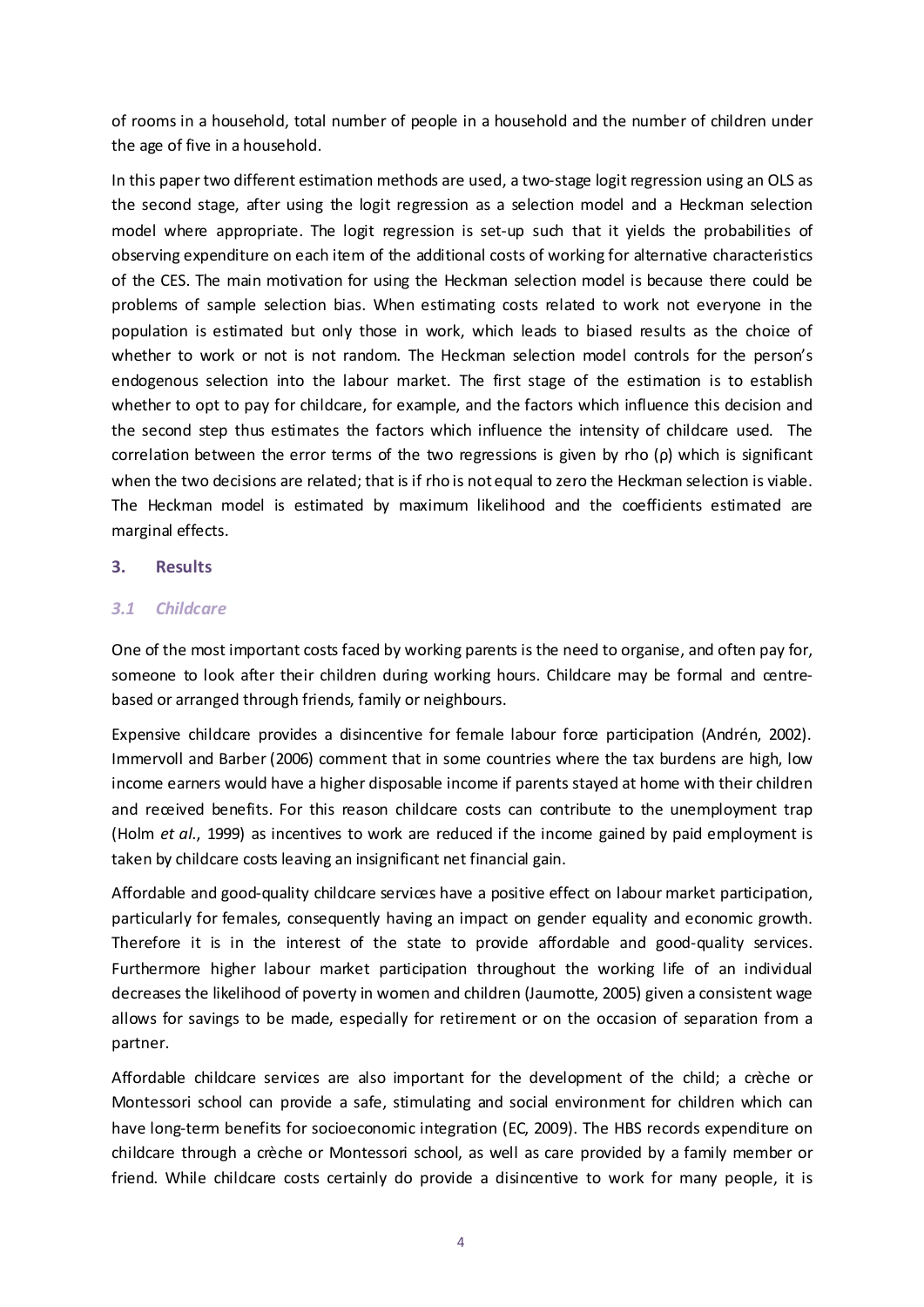of rooms in a household, total number of people in a household and the number of children under the age of five in a household.

In this paper two different estimation methods are used, a two-stage logit regression using an OLS as the second stage, after using the logit regression as a selection model and a Heckman selection model where appropriate. The logit regression is set-up such that it yields the probabilities of observing expenditure on each item of the additional costs of working for alternative characteristics of the CES. The main motivation for using the Heckman selection model is because there could be problems of sample selection bias. When estimating costs related to work not everyone in the population is estimated but only those in work, which leads to biased results as the choice of whether to work or not is not random. The Heckman selection model controls for the person's endogenous selection into the labour market. The first stage of the estimation is to establish whether to opt to pay for childcare, for example, and the factors which influence this decision and the second step thus estimates the factors which influence the intensity of childcare used. The correlation between the error terms of the two regressions is given by rho ($\rho$) which is significant when the two decisions are related; that is if rho is not equal to zero the Heckman selection is viable. The Heckman model is estimated by maximum likelihood and the coefficients estimated are marginal effects.

## 3. Results

### *3.1 Childcare*

One of the most important costs faced by working parents is the need to organise, and often pay for, someone to look after their children during working hours. Childcare may be formal and centre-based or arranged through friends, family or neighbours.

Expensive childcare provides a disincentive for female labour force participation (Andrén, 2002). Immervoll and Barber (2006) comment that in some countries where the tax burdens are high, low income earners would have a higher disposable income if parents stayed at home with their children and received benefits. For this reason childcare costs can contribute to the unemployment trap (Holm *et al.*, 1999) as incentives to work are reduced if the income gained by paid employment is taken by childcare costs leaving an insignificant net financial gain.

Affordable and good-quality childcare services have a positive effect on labour market participation, particularly for females, consequently having an impact on gender equality and economic growth. Therefore it is in the interest of the state to provide affordable and good-quality services. Furthermore higher labour market participation throughout the working life of an individual decreases the likelihood of poverty in women and children (Jaumotte, 2005) given a consistent wage allows for savings to be made, especially for retirement or on the occasion of separation from a partner.

Affordable childcare services are also important for the development of the child; a crèche or Montessori school can provide a safe, stimulating and social environment for children which can have long-term benefits for socioeconomic integration (EC, 2009). The HBS records expenditure on childcare through a crèche or Montessori school, as well as care provided by a family member or friend. While childcare costs certainly do provide a disincentive to work for many people, it is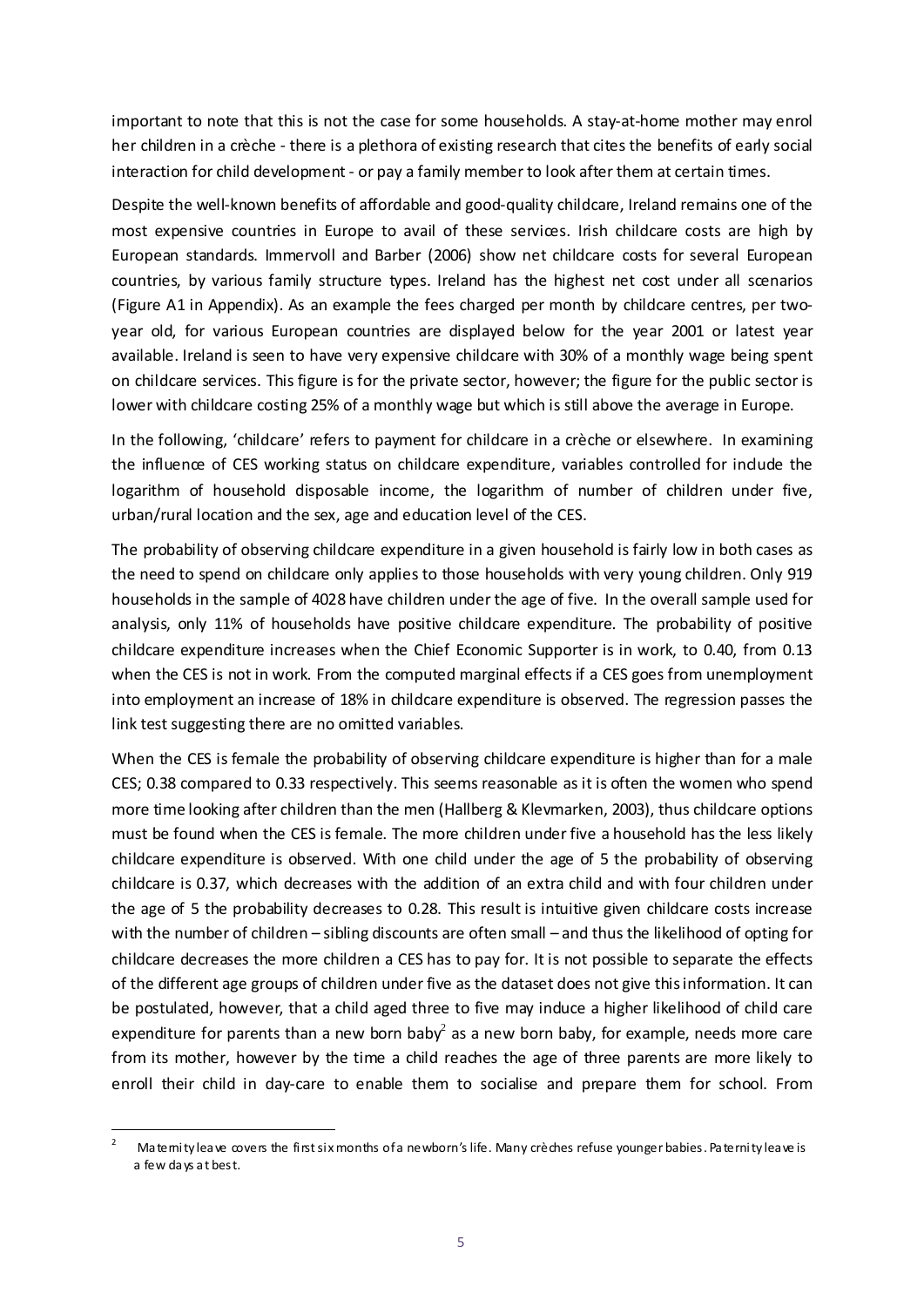important to note that this is not the case for some households. A stay-at-home mother may enrol her children in a crèche - there is a plethora of existing research that cites the benefits of early social interaction for child development - or pay a family member to look after them at certain times.

Despite the well-known benefits of affordable and good-quality childcare, Ireland remains one of the most expensive countries in Europe to avail of these services. Irish childcare costs are high by European standards. Immervoll and Barber (2006) show net childcare costs for several European countries, by various family structure types. Ireland has the highest net cost under all scenarios (Figure A1 in Appendix). As an example the fees charged per month by childcare centres, per two-year old, for various European countries are displayed below for the year 2001 or latest year available. Ireland is seen to have very expensive childcare with 30% of a monthly wage being spent on childcare services. This figure is for the private sector, however; the figure for the public sector is lower with childcare costing 25% of a monthly wage but which is still above the average in Europe.

In the following, 'childcare' refers to payment for childcare in a crèche or elsewhere. In examining the influence of CES working status on childcare expenditure, variables controlled for include the logarithm of household disposable income, the logarithm of number of children under five, urban/rural location and the sex, age and education level of the CES.

The probability of observing childcare expenditure in a given household is fairly low in both cases as the need to spend on childcare only applies to those households with very young children. Only 919 households in the sample of 4028 have children under the age of five. In the overall sample used for analysis, only 11% of households have positive childcare expenditure. The probability of positive childcare expenditure increases when the Chief Economic Supporter is in work, to 0.40, from 0.13 when the CES is not in work. From the computed marginal effects if a CES goes from unemployment into employment an increase of 18% in childcare expenditure is observed. The regression passes the link test suggesting there are no omitted variables.

When the CES is female the probability of observing childcare expenditure is higher than for a male CES; 0.38 compared to 0.33 respectively. This seems reasonable as it is often the women who spend more time looking after children than the men (Hallberg & Klevmarken, 2003), thus childcare options must be found when the CES is female. The more children under five a household has the less likely childcare expenditure is observed. With one child under the age of 5 the probability of observing childcare is 0.37, which decreases with the addition of an extra child and with four children under the age of 5 the probability decreases to 0.28. This result is intuitive given childcare costs increase with the number of children – sibling discounts are often small – and thus the likelihood of opting for childcare decreases the more children a CES has to pay for. It is not possible to separate the effects of the different age groups of children under five as the dataset does not give this information. It can be postulated, however, that a child aged three to five may induce a higher likelihood of child care expenditure for parents than a new born baby[2] as a new born baby, for example, needs more care from its mother, however by the time a child reaches the age of three parents are more likely to enroll their child in day-care to enable them to socialise and prepare them for school. From

---

[2] Maternity leave covers the first six months of a newborn's life. Many crèches refuse younger babies. Paternity leave is a few days at best.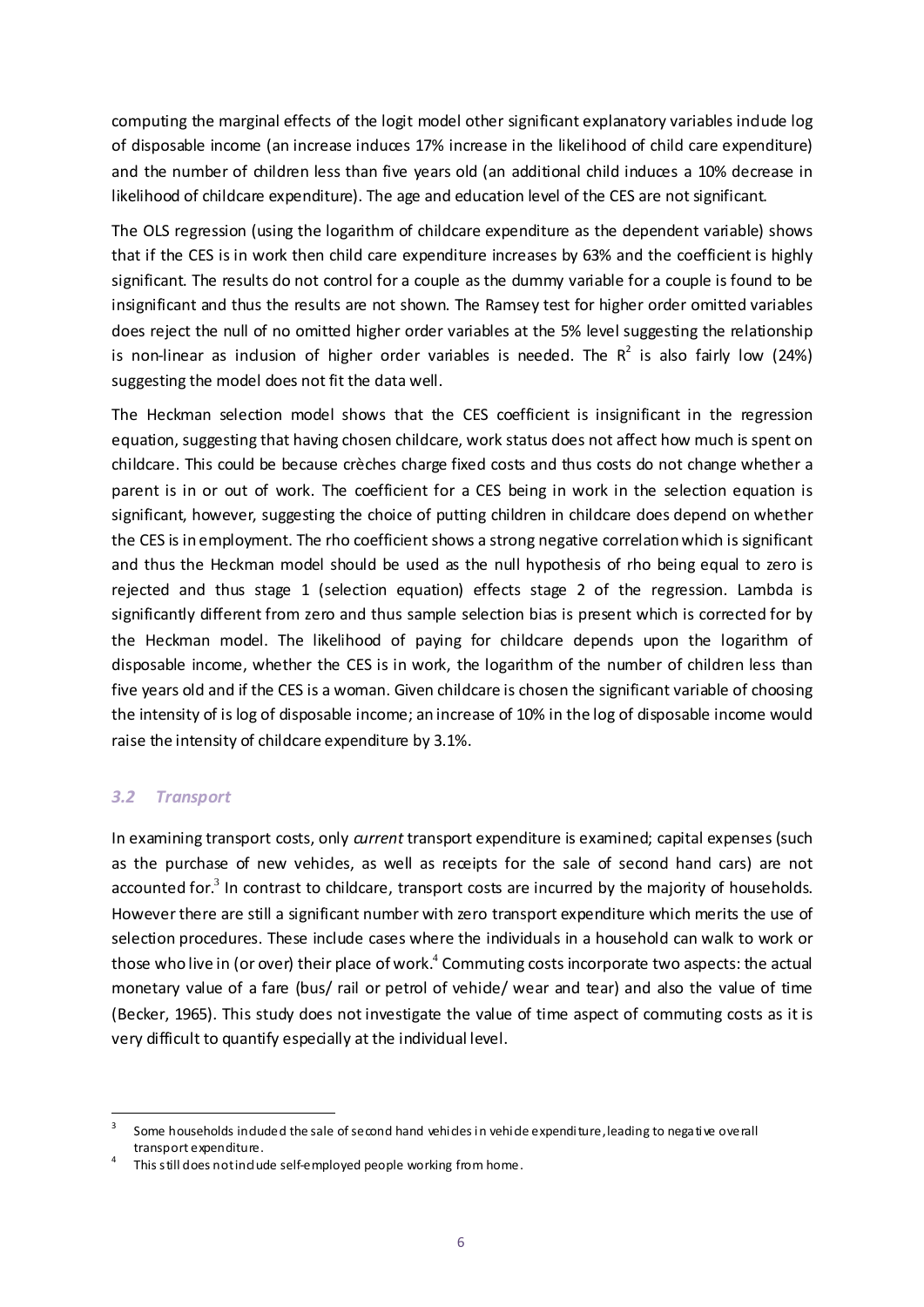computing the marginal effects of the logit model other significant explanatory variables include log of disposable income (an increase induces 17% increase in the likelihood of child care expenditure) and the number of children less than five years old (an additional child induces a 10% decrease in likelihood of childcare expenditure). The age and education level of the CES are not significant.

The OLS regression (using the logarithm of childcare expenditure as the dependent variable) shows that if the CES is in work then child care expenditure increases by 63% and the coefficient is highly significant. The results do not control for a couple as the dummy variable for a couple is found to be insignificant and thus the results are not shown. The Ramsey test for higher order omitted variables does reject the null of no omitted higher order variables at the 5% level suggesting the relationship is non-linear as inclusion of higher order variables is needed. The $R^2$ is also fairly low (24%) suggesting the model does not fit the data well.

The Heckman selection model shows that the CES coefficient is insignificant in the regression equation, suggesting that having chosen childcare, work status does not affect how much is spent on childcare. This could be because crèches charge fixed costs and thus costs do not change whether a parent is in or out of work. The coefficient for a CES being in work in the selection equation is significant, however, suggesting the choice of putting children in childcare does depend on whether the CES is in employment. The rho coefficient shows a strong negative correlation which is significant and thus the Heckman model should be used as the null hypothesis of rho being equal to zero is rejected and thus stage 1 (selection equation) effects stage 2 of the regression. Lambda is significantly different from zero and thus sample selection bias is present which is corrected for by the Heckman model. The likelihood of paying for childcare depends upon the logarithm of disposable income, whether the CES is in work, the logarithm of the number of children less than five years old and if the CES is a woman. Given childcare is chosen the significant variable of choosing the intensity of is log of disposable income; an increase of 10% in the log of disposable income would raise the intensity of childcare expenditure by 3.1%.

### *3.2 Transport*

In examining transport costs, only *current* transport expenditure is examined; capital expenses (such as the purchase of new vehicles, as well as receipts for the sale of second hand cars) are not accounted for.[3] In contrast to childcare, transport costs are incurred by the majority of households. However there are still a significant number with zero transport expenditure which merits the use of selection procedures. These include cases where the individuals in a household can walk to work or those who live in (or over) their place of work.[4] Commuting costs incorporate two aspects: the actual monetary value of a fare (bus/ rail or petrol of vehicle/ wear and tear) and also the value of time (Becker, 1965). This study does not investigate the value of time aspect of commuting costs as it is very difficult to quantify especially at the individual level.

---

[3] Some households included the sale of second hand vehicles in vehicle expenditure, leading to negative overall transport expenditure.

[4] This still does not include self-employed people working from home.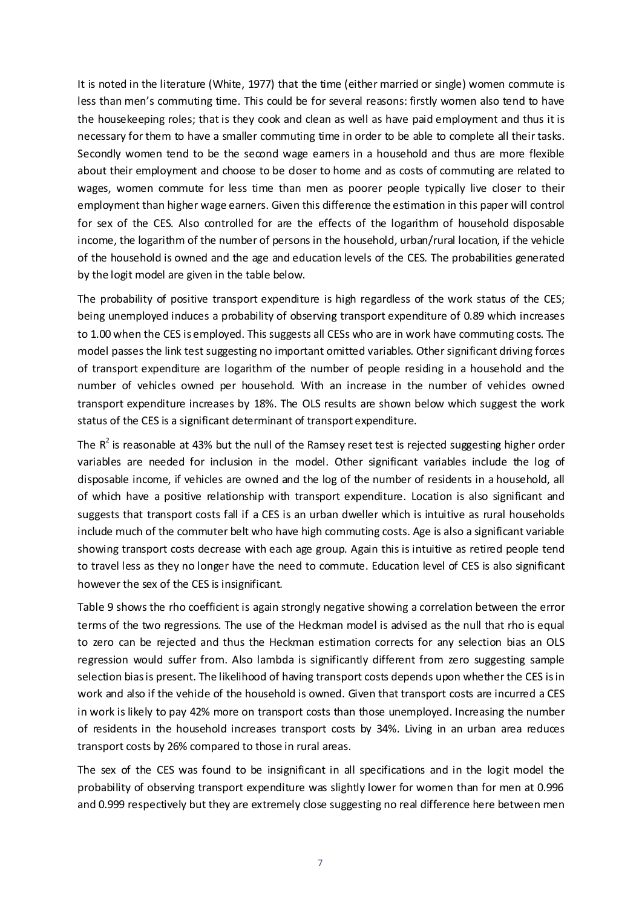It is noted in the literature (White, 1977) that the time (either married or single) women commute is less than men's commuting time. This could be for several reasons: firstly women also tend to have the housekeeping roles; that is they cook and clean as well as have paid employment and thus it is necessary for them to have a smaller commuting time in order to be able to complete all their tasks. Secondly women tend to be the second wage earners in a household and thus are more flexible about their employment and choose to be closer to home and as costs of commuting are related to wages, women commute for less time than men as poorer people typically live closer to their employment than higher wage earners. Given this difference the estimation in this paper will control for sex of the CES. Also controlled for are the effects of the logarithm of household disposable income, the logarithm of the number of persons in the household, urban/rural location, if the vehicle of the household is owned and the age and education levels of the CES. The probabilities generated by the logit model are given in the table below.

The probability of positive transport expenditure is high regardless of the work status of the CES; being unemployed induces a probability of observing transport expenditure of 0.89 which increases to 1.00 when the CES is employed. This suggests all CESs who are in work have commuting costs. The model passes the link test suggesting no important omitted variables. Other significant driving forces of transport expenditure are logarithm of the number of people residing in a household and the number of vehicles owned per household. With an increase in the number of vehicles owned transport expenditure increases by 18%. The OLS results are shown below which suggest the work status of the CES is a significant determinant of transport expenditure.

The $R^2$ is reasonable at 43% but the null of the Ramsey reset test is rejected suggesting higher order variables are needed for inclusion in the model. Other significant variables include the log of disposable income, if vehicles are owned and the log of the number of residents in a household, all of which have a positive relationship with transport expenditure. Location is also significant and suggests that transport costs fall if a CES is an urban dweller which is intuitive as rural households include much of the commuter belt who have high commuting costs. Age is also a significant variable showing transport costs decrease with each age group. Again this is intuitive as retired people tend to travel less as they no longer have the need to commute. Education level of CES is also significant however the sex of the CES is insignificant.

Table 9 shows the rho coefficient is again strongly negative showing a correlation between the error terms of the two regressions. The use of the Heckman model is advised as the null that rho is equal to zero can be rejected and thus the Heckman estimation corrects for any selection bias an OLS regression would suffer from. Also lambda is significantly different from zero suggesting sample selection bias is present. The likelihood of having transport costs depends upon whether the CES is in work and also if the vehicle of the household is owned. Given that transport costs are incurred a CES in work is likely to pay 42% more on transport costs than those unemployed. Increasing the number of residents in the household increases transport costs by 34%. Living in an urban area reduces transport costs by 26% compared to those in rural areas.

The sex of the CES was found to be insignificant in all specifications and in the logit model the probability of observing transport expenditure was slightly lower for women than for men at 0.996 and 0.999 respectively but they are extremely close suggesting no real difference here between men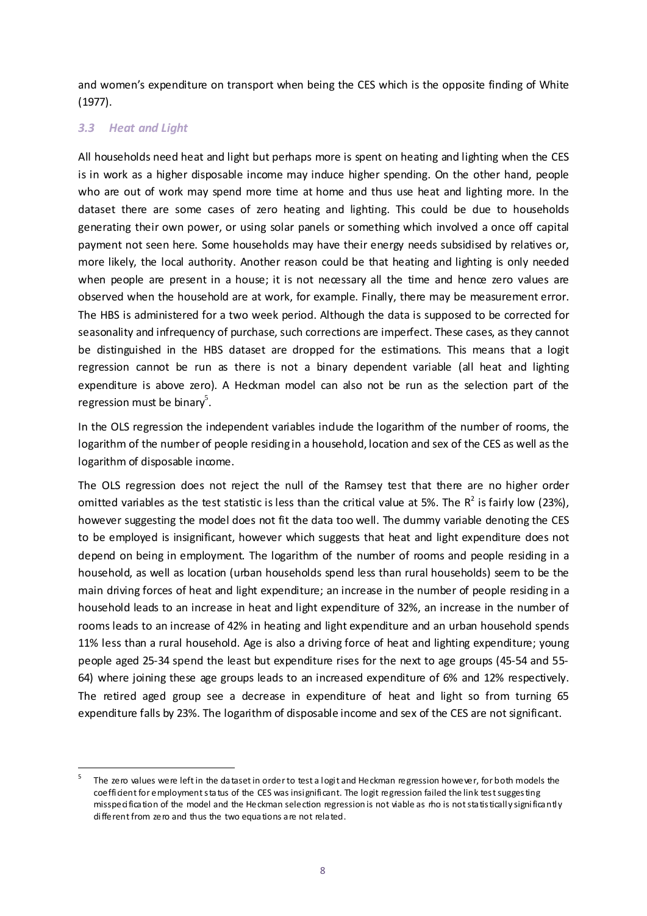and women's expenditure on transport when being the CES which is the opposite finding of White (1977).

### *3.3 Heat and Light*

All households need heat and light but perhaps more is spent on heating and lighting when the CES is in work as a higher disposable income may induce higher spending. On the other hand, people who are out of work may spend more time at home and thus use heat and lighting more. In the dataset there are some cases of zero heating and lighting. This could be due to households generating their own power, or using solar panels or something which involved a once off capital payment not seen here. Some households may have their energy needs subsidised by relatives or, more likely, the local authority. Another reason could be that heating and lighting is only needed when people are present in a house; it is not necessary all the time and hence zero values are observed when the household are at work, for example. Finally, there may be measurement error. The HBS is administered for a two week period. Although the data is supposed to be corrected for seasonality and infrequency of purchase, such corrections are imperfect. These cases, as they cannot be distinguished in the HBS dataset are dropped for the estimations. This means that a logit regression cannot be run as there is not a binary dependent variable (all heat and lighting expenditure is above zero). A Heckman model can also not be run as the selection part of the regression must be binary[5].

In the OLS regression the independent variables include the logarithm of the number of rooms, the logarithm of the number of people residing in a household, location and sex of the CES as well as the logarithm of disposable income.

The OLS regression does not reject the null of the Ramsey test that there are no higher order omitted variables as the test statistic is less than the critical value at 5%. The $R^2$ is fairly low (23%), however suggesting the model does not fit the data too well. The dummy variable denoting the CES to be employed is insignificant, however which suggests that heat and light expenditure does not depend on being in employment. The logarithm of the number of rooms and people residing in a household, as well as location (urban households spend less than rural households) seem to be the main driving forces of heat and light expenditure; an increase in the number of people residing in a household leads to an increase in heat and light expenditure of 32%, an increase in the number of rooms leads to an increase of 42% in heating and light expenditure and an urban household spends 11% less than a rural household. Age is also a driving force of heat and lighting expenditure; young people aged 25-34 spend the least but expenditure rises for the next to age groups (45-54 and 55-64) where joining these age groups leads to an increased expenditure of 6% and 12% respectively. The retired aged group see a decrease in expenditure of heat and light so from turning 65 expenditure falls by 23%. The logarithm of disposable income and sex of the CES are not significant.

---

[5] The zero values were left in the dataset in order to test a logit and Heckman regression however, for both models the coefficient for employment status of the CES was insignificant. The logit regression failed the link test suggesting misspecification of the model and the Heckman selection regression is not viable as rho is not statistically significantly different from zero and thus the two equations are not related.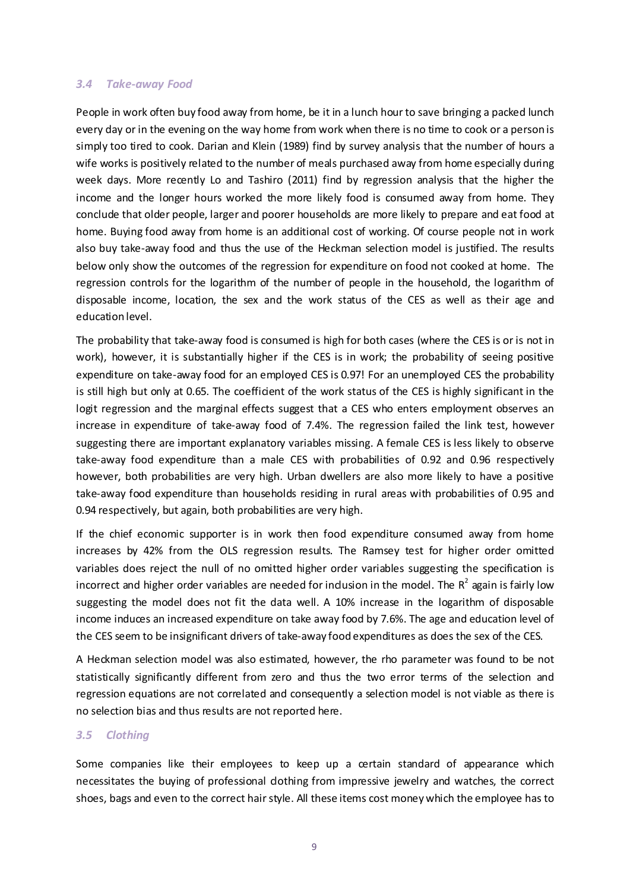### *3.4 Take-away Food*

People in work often buy food away from home, be it in a lunch hour to save bringing a packed lunch every day or in the evening on the way home from work when there is no time to cook or a person is simply too tired to cook. Darian and Klein (1989) find by survey analysis that the number of hours a wife works is positively related to the number of meals purchased away from home especially during week days. More recently Lo and Tashiro (2011) find by regression analysis that the higher the income and the longer hours worked the more likely food is consumed away from home. They conclude that older people, larger and poorer households are more likely to prepare and eat food at home. Buying food away from home is an additional cost of working. Of course people not in work also buy take-away food and thus the use of the Heckman selection model is justified. The results below only show the outcomes of the regression for expenditure on food not cooked at home. The regression controls for the logarithm of the number of people in the household, the logarithm of disposable income, location, the sex and the work status of the CES as well as their age and education level.

The probability that take-away food is consumed is high for both cases (where the CES is or is not in work), however, it is substantially higher if the CES is in work; the probability of seeing positive expenditure on take-away food for an employed CES is 0.97! For an unemployed CES the probability is still high but only at 0.65. The coefficient of the work status of the CES is highly significant in the logit regression and the marginal effects suggest that a CES who enters employment observes an increase in expenditure of take-away food of 7.4%. The regression failed the link test, however suggesting there are important explanatory variables missing. A female CES is less likely to observe take-away food expenditure than a male CES with probabilities of 0.92 and 0.96 respectively however, both probabilities are very high. Urban dwellers are also more likely to have a positive take-away food expenditure than households residing in rural areas with probabilities of 0.95 and 0.94 respectively, but again, both probabilities are very high.

If the chief economic supporter is in work then food expenditure consumed away from home increases by 42% from the OLS regression results. The Ramsey test for higher order omitted variables does reject the null of no omitted higher order variables suggesting the specification is incorrect and higher order variables are needed for inclusion in the model. The $R^2$ again is fairly low suggesting the model does not fit the data well. A 10% increase in the logarithm of disposable income induces an increased expenditure on take away food by 7.6%. The age and education level of the CES seem to be insignificant drivers of take-away food expenditures as does the sex of the CES.

A Heckman selection model was also estimated, however, the rho parameter was found to be not statistically significantly different from zero and thus the two error terms of the selection and regression equations are not correlated and consequently a selection model is not viable as there is no selection bias and thus results are not reported here.

### *3.5 Clothing*

Some companies like their employees to keep up a certain standard of appearance which necessitates the buying of professional clothing from impressive jewelry and watches, the correct shoes, bags and even to the correct hair style. All these items cost money which the employee has to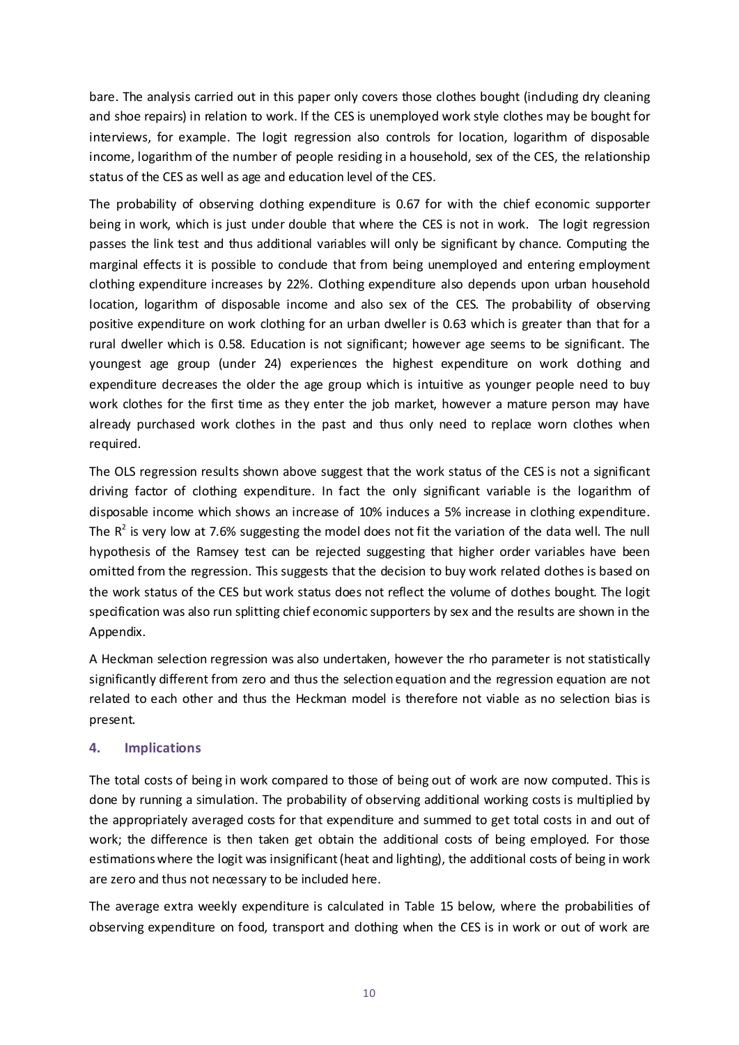bare. The analysis carried out in this paper only covers those clothes bought (including dry cleaning and shoe repairs) in relation to work. If the CES is unemployed work style clothes may be bought for interviews, for example. The logit regression also controls for location, logarithm of disposable income, logarithm of the number of people residing in a household, sex of the CES, the relationship status of the CES as well as age and education level of the CES.

The probability of observing clothing expenditure is 0.67 for with the chief economic supporter being in work, which is just under double that where the CES is not in work. The logit regression passes the link test and thus additional variables will only be significant by chance. Computing the marginal effects it is possible to conclude that from being unemployed and entering employment clothing expenditure increases by 22%. Clothing expenditure also depends upon urban household location, logarithm of disposable income and also sex of the CES. The probability of observing positive expenditure on work clothing for an urban dweller is 0.63 which is greater than that for a rural dweller which is 0.58. Education is not significant; however age seems to be significant. The youngest age group (under 24) experiences the highest expenditure on work clothing and expenditure decreases the older the age group which is intuitive as younger people need to buy work clothes for the first time as they enter the job market, however a mature person may have already purchased work clothes in the past and thus only need to replace worn clothes when required.

The OLS regression results shown above suggest that the work status of the CES is not a significant driving factor of clothing expenditure. In fact the only significant variable is the logarithm of disposable income which shows an increase of 10% induces a 5% increase in clothing expenditure. The $R^2$ is very low at 7.6% suggesting the model does not fit the variation of the data well. The null hypothesis of the Ramsey test can be rejected suggesting that higher order variables have been omitted from the regression. This suggests that the decision to buy work related clothes is based on the work status of the CES but work status does not reflect the volume of clothes bought. The logit specification was also run splitting chief economic supporters by sex and the results are shown in the Appendix.

A Heckman selection regression was also undertaken, however the rho parameter is not statistically significantly different from zero and thus the selection equation and the regression equation are not related to each other and thus the Heckman model is therefore not viable as no selection bias is present.

## 4. Implications

The total costs of being in work compared to those of being out of work are now computed. This is done by running a simulation. The probability of observing additional working costs is multiplied by the appropriately averaged costs for that expenditure and summed to get total costs in and out of work; the difference is then taken get obtain the additional costs of being employed. For those estimations where the logit was insignificant (heat and lighting), the additional costs of being in work are zero and thus not necessary to be included here.

The average extra weekly expenditure is calculated in Table 15 below, where the probabilities of observing expenditure on food, transport and clothing when the CES is in work or out of work are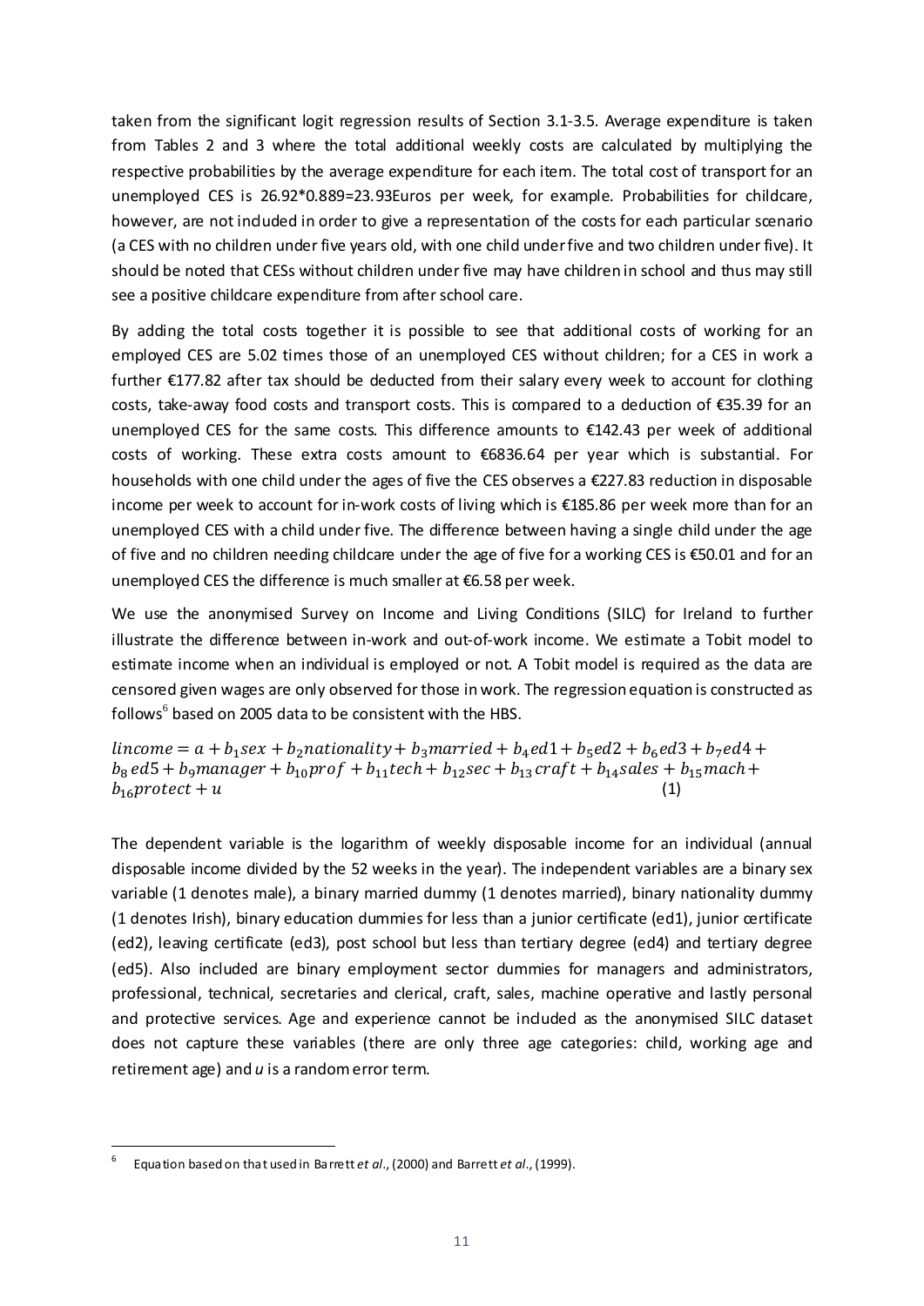taken from the significant logit regression results of Section 3.1-3.5. Average expenditure is taken from Tables 2 and 3 where the total additional weekly costs are calculated by multiplying the respective probabilities by the average expenditure for each item. The total cost of transport for an unemployed CES is 26.92*0.889=23.93Euros per week, for example. Probabilities for childcare, however, are not included in order to give a representation of the costs for each particular scenario (a CES with no children under five years old, with one child under five and two children under five). It should be noted that CESs without children under five may have children in school and thus may still see a positive childcare expenditure from after school care.

By adding the total costs together it is possible to see that additional costs of working for an employed CES are 5.02 times those of an unemployed CES without children; for a CES in work a further €177.82 after tax should be deducted from their salary every week to account for clothing costs, take-away food costs and transport costs. This is compared to a deduction of €35.39 for an unemployed CES for the same costs. This difference amounts to €142.43 per week of additional costs of working. These extra costs amount to €6836.64 per year which is substantial. For households with one child under the ages of five the CES observes a €227.83 reduction in disposable income per week to account for in-work costs of living which is €185.86 per week more than for an unemployed CES with a child under five. The difference between having a single child under the age of five and no children needing childcare under the age of five for a working CES is €50.01 and for an unemployed CES the difference is much smaller at €6.58 per week.

We use the anonymised Survey on Income and Living Conditions (SILC) for Ireland to further illustrate the difference between in-work and out-of-work income. We estimate a Tobit model to estimate income when an individual is employed or not. A Tobit model is required as the data are censored given wages are only observed for those in work. The regression equation is constructed as follows[6] based on 2005 data to be consistent with the HBS.

$$lincome = a + b_1 sex + b_2 nationality + b_3 married + b_4 ed1 + b_5 ed2 + b_6 ed3 + b_7 ed4 + b_8\, ed5 + b_9 manager + b_{10} prof + b_{11} tech + b_{12} sec + b_{13}\, craft + b_{14} sales + b_{15} mach + b_{16} protect + u \qquad (1)$$

The dependent variable is the logarithm of weekly disposable income for an individual (annual disposable income divided by the 52 weeks in the year). The independent variables are a binary sex variable (1 denotes male), a binary married dummy (1 denotes married), binary nationality dummy (1 denotes Irish), binary education dummies for less than a junior certificate (ed1), junior certificate (ed2), leaving certificate (ed3), post school but less than tertiary degree (ed4) and tertiary degree (ed5). Also included are binary employment sector dummies for managers and administrators, professional, technical, secretaries and clerical, craft, sales, machine operative and lastly personal and protective services. Age and experience cannot be included as the anonymised SILC dataset does not capture these variables (there are only three age categories: child, working age and retirement age) and *u* is a random error term.

---

[6] Equation based on that used in Barrett *et al*., (2000) and Barrett *et al*., (1999).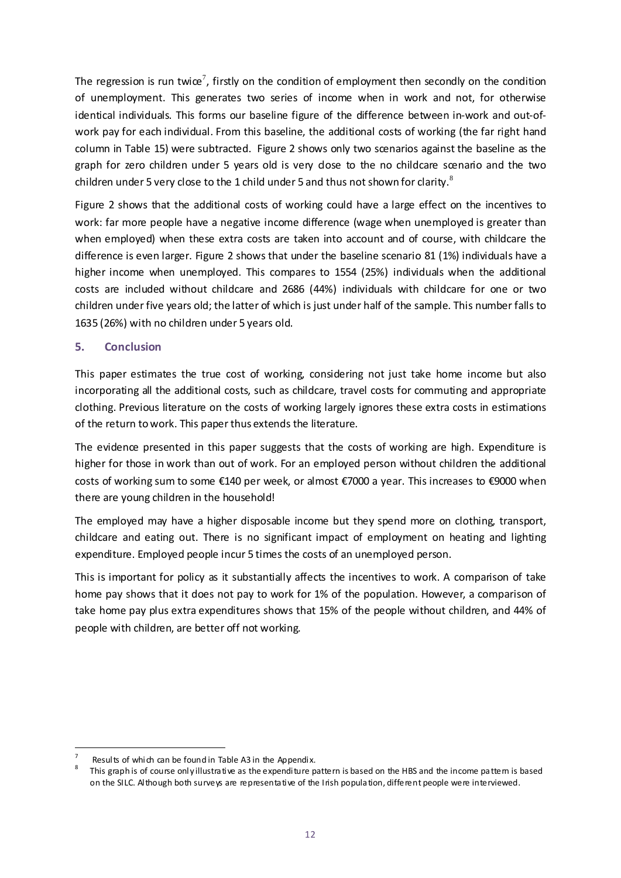The regression is run twice[7], firstly on the condition of employment then secondly on the condition of unemployment. This generates two series of income when in work and not, for otherwise identical individuals. This forms our baseline figure of the difference between in-work and out-of-work pay for each individual. From this baseline, the additional costs of working (the far right hand column in Table 15) were subtracted. Figure 2 shows only two scenarios against the baseline as the graph for zero children under 5 years old is very close to the no childcare scenario and the two children under 5 very close to the 1 child under 5 and thus not shown for clarity.[8]

Figure 2 shows that the additional costs of working could have a large effect on the incentives to work: far more people have a negative income difference (wage when unemployed is greater than when employed) when these extra costs are taken into account and of course, with childcare the difference is even larger. Figure 2 shows that under the baseline scenario 81 (1%) individuals have a higher income when unemployed. This compares to 1554 (25%) individuals when the additional costs are included without childcare and 2686 (44%) individuals with childcare for one or two children under five years old; the latter of which is just under half of the sample. This number falls to 1635 (26%) with no children under 5 years old.

## 5. Conclusion

This paper estimates the true cost of working, considering not just take home income but also incorporating all the additional costs, such as childcare, travel costs for commuting and appropriate clothing. Previous literature on the costs of working largely ignores these extra costs in estimations of the return to work. This paper thus extends the literature.

The evidence presented in this paper suggests that the costs of working are high. Expenditure is higher for those in work than out of work. For an employed person without children the additional costs of working sum to some €140 per week, or almost €7000 a year. This increases to €9000 when there are young children in the household!

The employed may have a higher disposable income but they spend more on clothing, transport, childcare and eating out. There is no significant impact of employment on heating and lighting expenditure. Employed people incur 5 times the costs of an unemployed person.

This is important for policy as it substantially affects the incentives to work. A comparison of take home pay shows that it does not pay to work for 1% of the population. However, a comparison of take home pay plus extra expenditures shows that 15% of the people without children, and 44% of people with children, are better off not working.

---

[7] Results of which can be found in Table A3 in the Appendix.

[8] This graph is of course only illustrative as the expenditure pattern is based on the HBS and the income pattern is based on the SILC. Although both surveys are representative of the Irish population, different people were interviewed.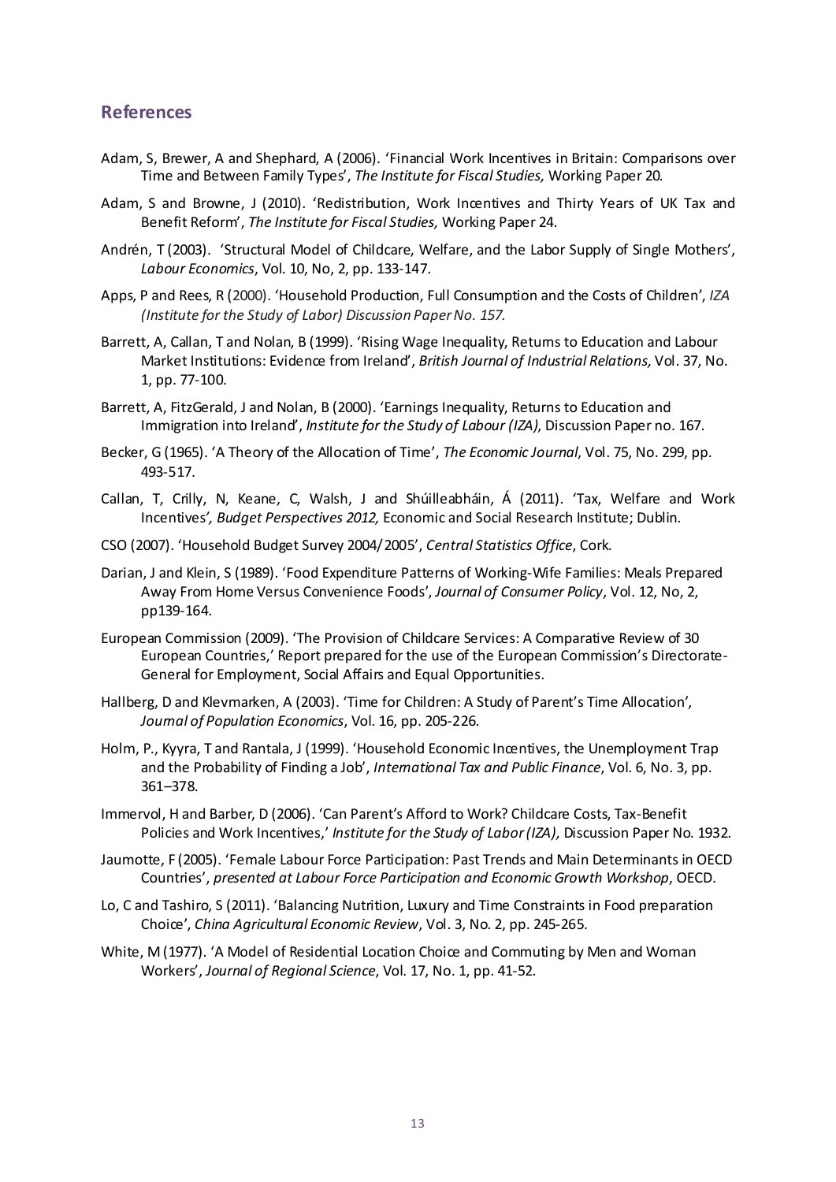## References

Adam, S, Brewer, A and Shephard, A (2006). 'Financial Work Incentives in Britain: Comparisons over Time and Between Family Types', *The Institute for Fiscal Studies,* Working Paper 20.

Adam, S and Browne, J (2010). 'Redistribution, Work Incentives and Thirty Years of UK Tax and Benefit Reform', *The Institute for Fiscal Studies,* Working Paper 24.

Andrén, T (2003). 'Structural Model of Childcare, Welfare, and the Labor Supply of Single Mothers', *Labour Economics*, Vol. 10, No, 2, pp. 133-147.

Apps, P and Rees, R (2000). 'Household Production, Full Consumption and the Costs of Children', *IZA (Institute for the Study of Labor) Discussion Paper No. 157.*

Barrett, A, Callan, T and Nolan, B (1999). 'Rising Wage Inequality, Returns to Education and Labour Market Institutions: Evidence from Ireland', *British Journal of Industrial Relations,* Vol. 37, No. 1, pp. 77-100.

Barrett, A, FitzGerald, J and Nolan, B (2000). 'Earnings Inequality, Returns to Education and Immigration into Ireland', *Institute for the Study of Labour (IZA)*, Discussion Paper no. 167.

Becker, G (1965). 'A Theory of the Allocation of Time', *The Economic Journal*, Vol. 75, No. 299, pp. 493-517.

Callan, T, Crilly, N, Keane, C, Walsh, J and Shúilleabháin, Á (2011). 'Tax, Welfare and Work Incentives*', Budget Perspectives 2012,* Economic and Social Research Institute; Dublin.

CSO (2007). 'Household Budget Survey 2004/2005', *Central Statistics Office*, Cork.

Darian, J and Klein, S (1989). 'Food Expenditure Patterns of Working-Wife Families: Meals Prepared Away From Home Versus Convenience Foods', *Journal of Consumer Policy*, Vol. 12, No, 2, pp139-164.

European Commission (2009). 'The Provision of Childcare Services: A Comparative Review of 30 European Countries,' Report prepared for the use of the European Commission's Directorate-General for Employment, Social Affairs and Equal Opportunities.

Hallberg, D and Klevmarken, A (2003). 'Time for Children: A Study of Parent's Time Allocation', *Journal of Population Economics*, Vol. 16, pp. 205-226.

Holm, P., Kyyra, T and Rantala, J (1999). 'Household Economic Incentives, the Unemployment Trap and the Probability of Finding a Job', *International Tax and Public Finance*, Vol. 6, No. 3, pp. 361–378.

Immervol, H and Barber, D (2006). 'Can Parent's Afford to Work? Childcare Costs, Tax-Benefit Policies and Work Incentives,' *Institute for the Study of Labor (IZA),* Discussion Paper No. 1932*.*

Jaumotte, F (2005). 'Female Labour Force Participation: Past Trends and Main Determinants in OECD Countries', *presented at Labour Force Participation and Economic Growth Workshop*, OECD.

Lo, C and Tashiro, S (2011). 'Balancing Nutrition, Luxury and Time Constraints in Food preparation Choice', *China Agricultural Economic Review*, Vol. 3, No. 2, pp. 245-265.

White, M (1977). 'A Model of Residential Location Choice and Commuting by Men and Woman Workers', *Journal of Regional Science*, Vol. 17, No. 1, pp. 41-52.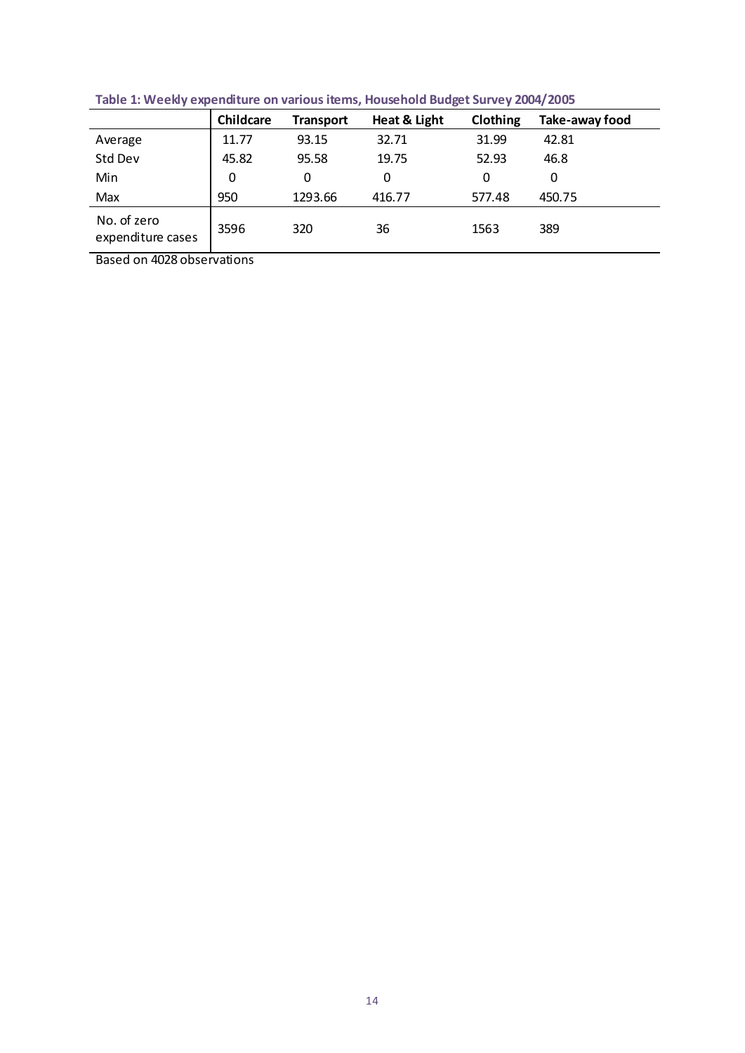**Table 1: Weekly expenditure on various items, Household Budget Survey 2004/2005**

| | Childcare | Transport | Heat & Light | Clothing | Take-away food |
|---|---|---|---|---|---|
| Average | 11.77 | 93.15 | 32.71 | 31.99 | 42.81 |
| Std Dev | 45.82 | 95.58 | 19.75 | 52.93 | 46.8 |
| Min | 0 | 0 | 0 | 0 | 0 |
| Max | 950 | 1293.66 | 416.77 | 577.48 | 450.75 |
| No. of zero expenditure cases | 3596 | 320 | 36 | 1563 | 389 |

Based on 4028 observations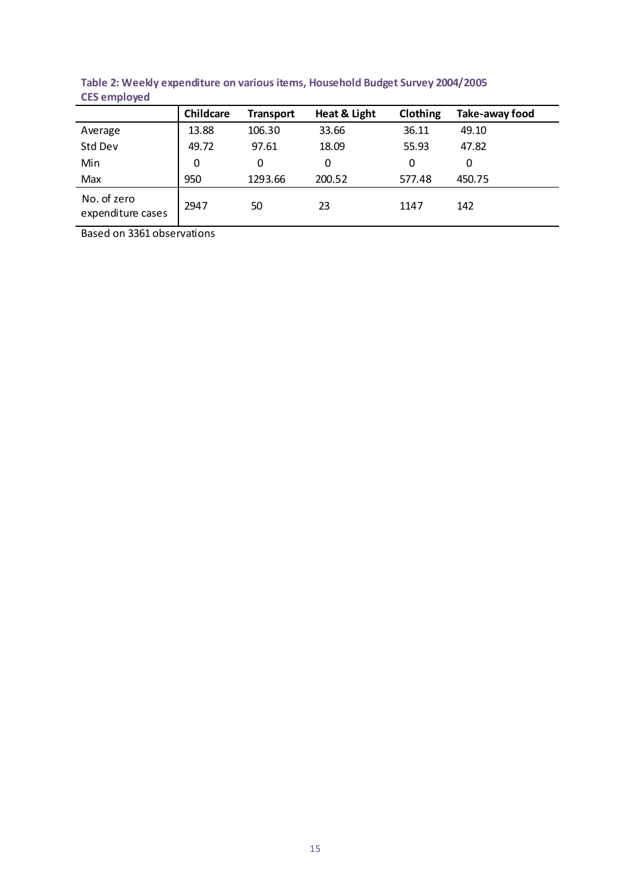**Table 2: Weekly expenditure on various items, Household Budget Survey 2004/2005 CES employed**

| | Childcare | Transport | Heat & Light | Clothing | Take-away food |
|---|---|---|---|---|---|
| Average | 13.88 | 106.30 | 33.66 | 36.11 | 49.10 |
| Std Dev | 49.72 | 97.61 | 18.09 | 55.93 | 47.82 |
| Min | 0 | 0 | 0 | 0 | 0 |
| Max | 950 | 1293.66 | 200.52 | 577.48 | 450.75 |
| No. of zero expenditure cases | 2947 | 50 | 23 | 1147 | 142 |

Based on 3361 observations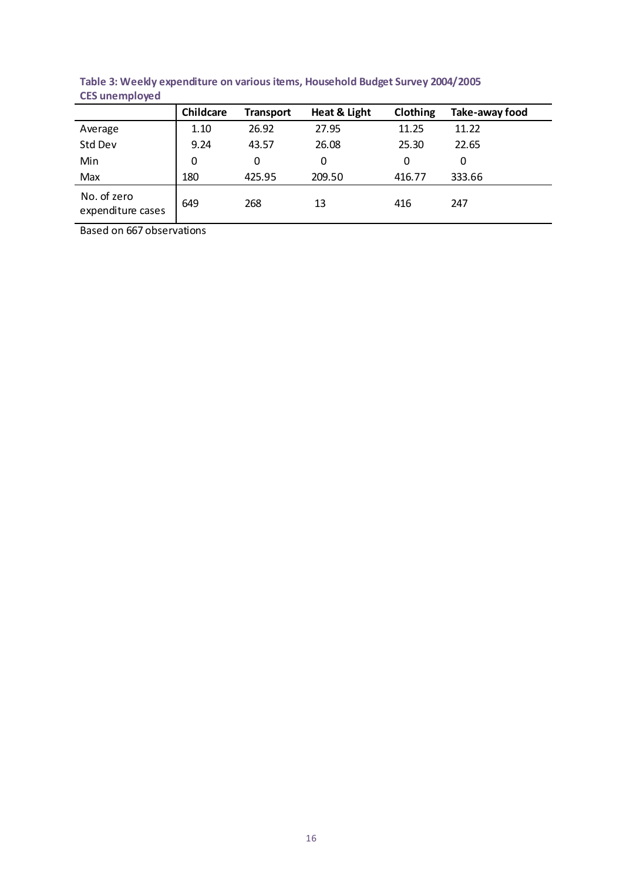**Table 3: Weekly expenditure on various items, Household Budget Survey 2004/2005 CES unemployed**

| | Childcare | Transport | Heat & Light | Clothing | Take-away food |
|---|---|---|---|---|---|
| Average | 1.10 | 26.92 | 27.95 | 11.25 | 11.22 |
| Std Dev | 9.24 | 43.57 | 26.08 | 25.30 | 22.65 |
| Min | 0 | 0 | 0 | 0 | 0 |
| Max | 180 | 425.95 | 209.50 | 416.77 | 333.66 |
| No. of zero expenditure cases | 649 | 268 | 13 | 416 | 247 |

Based on 667 observations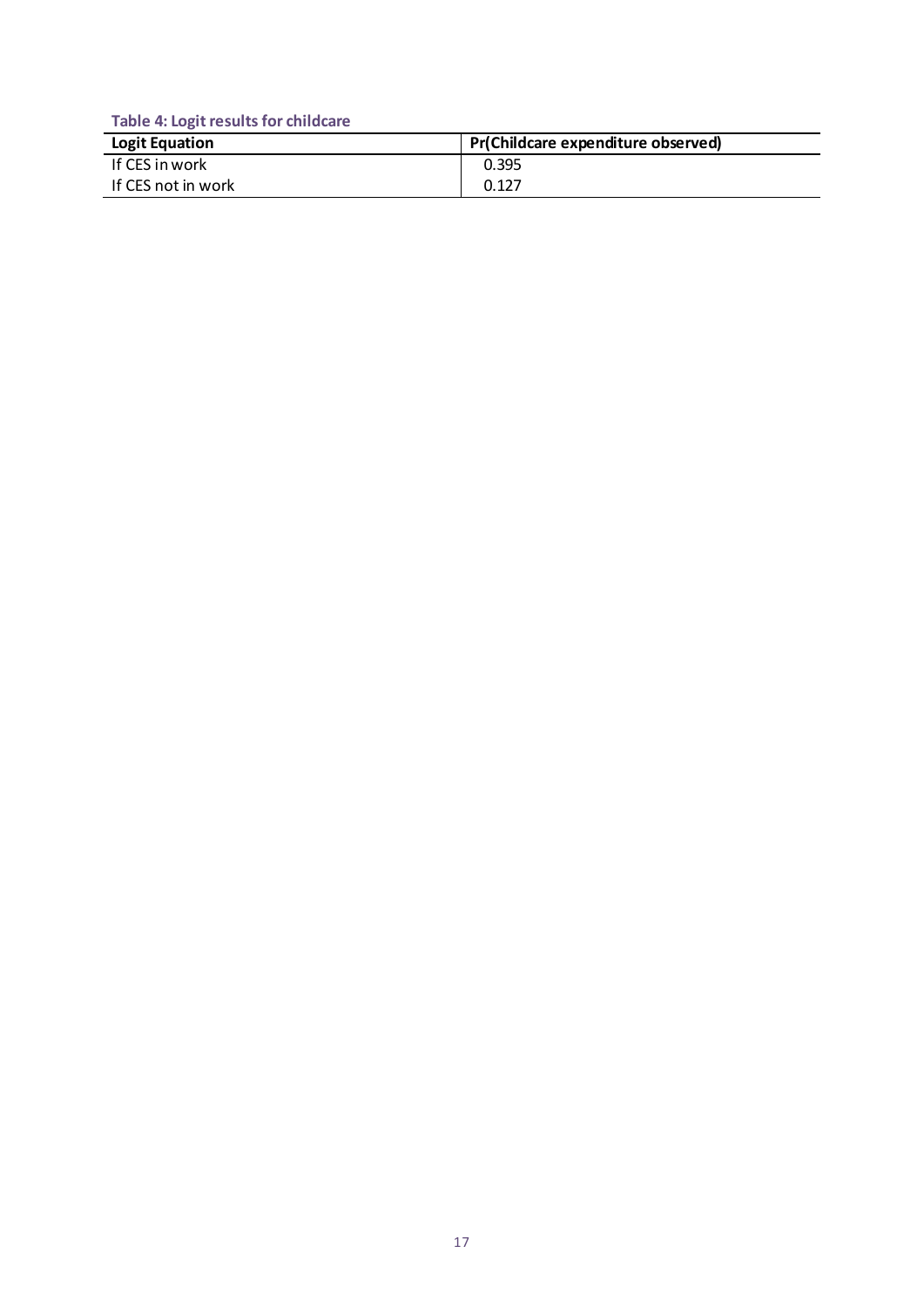**Table 4: Logit results for childcare**

| Logit Equation | Pr(Childcare expenditure observed) |
| --- | --- |
| If CES in work | 0.395 |
| If CES not in work | 0.127 |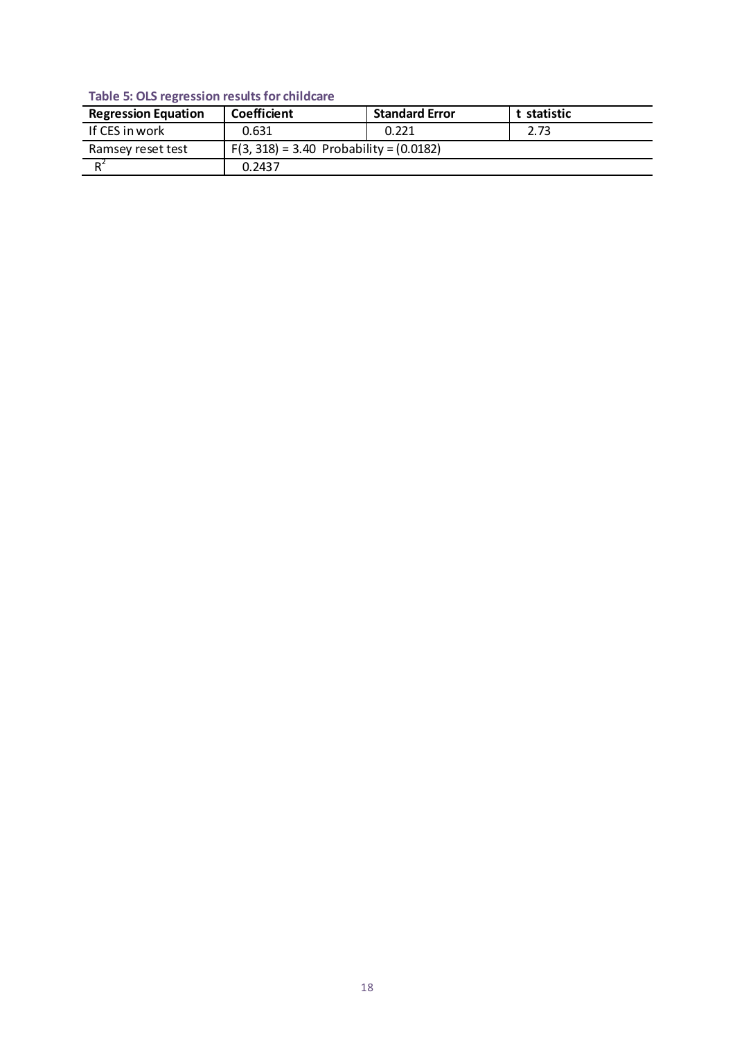**Table 5: OLS regression results for childcare**

| Regression Equation | Coefficient | Standard Error | t statistic |
| --- | --- | --- | --- |
| If CES in work | 0.631 | 0.221 | 2.73 |
| Ramsey reset test | $F(3, 318) = 3.40$ Probability = (0.0182) | | |
| $R^2$ | 0.2437 | | |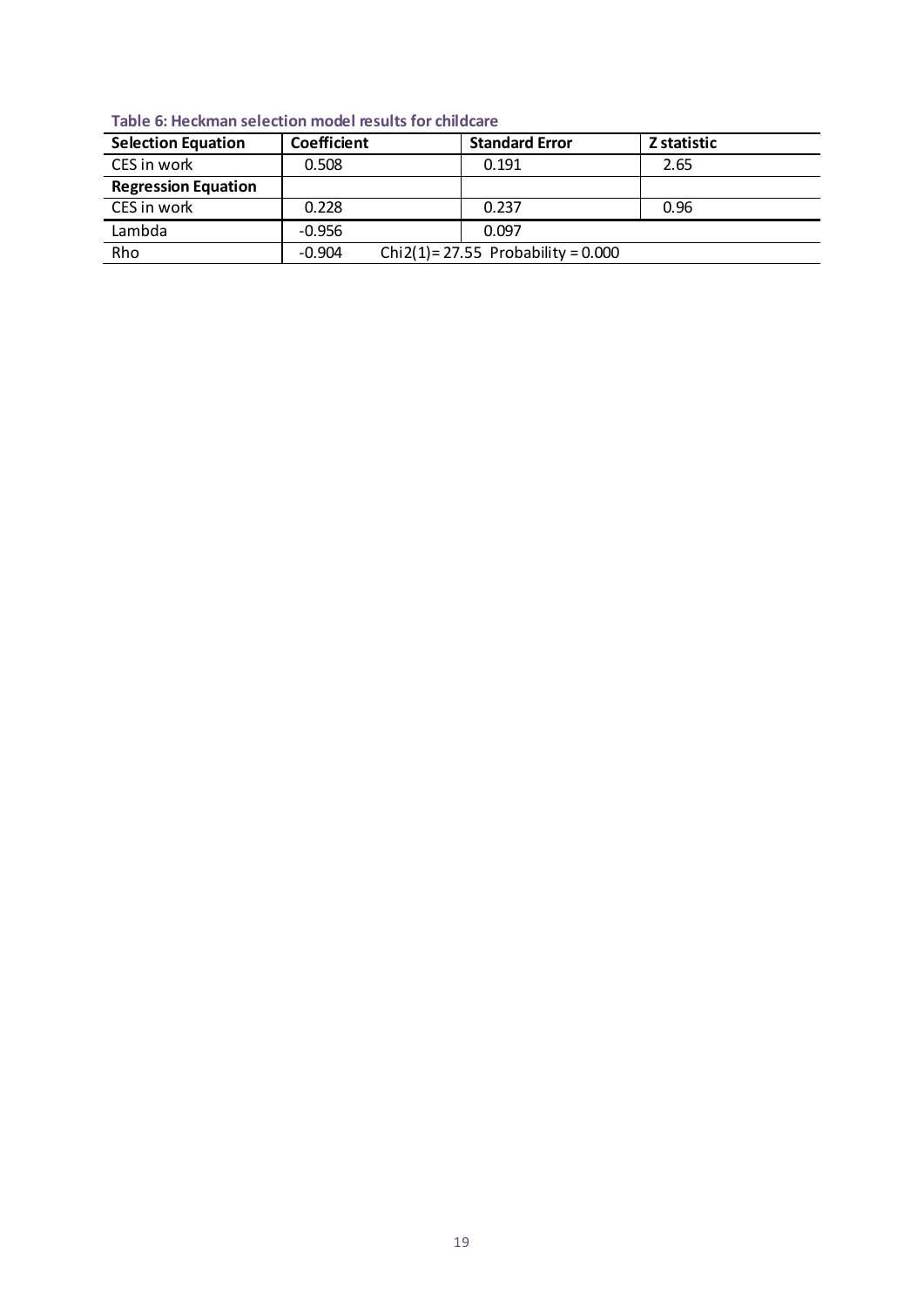**Table 6: Heckman selection model results for childcare**

| Selection Equation | Coefficient | Standard Error | Z statistic |
|---|---|---|---|
| CES in work | 0.508 | 0.191 | 2.65 |
| **Regression Equation** | | | |
| CES in work | 0.228 | 0.237 | 0.96 |
| Lambda | -0.956 | 0.097 | |
| Rho | -0.904 | Chi2(1)= 27.55 Probability = 0.000 | |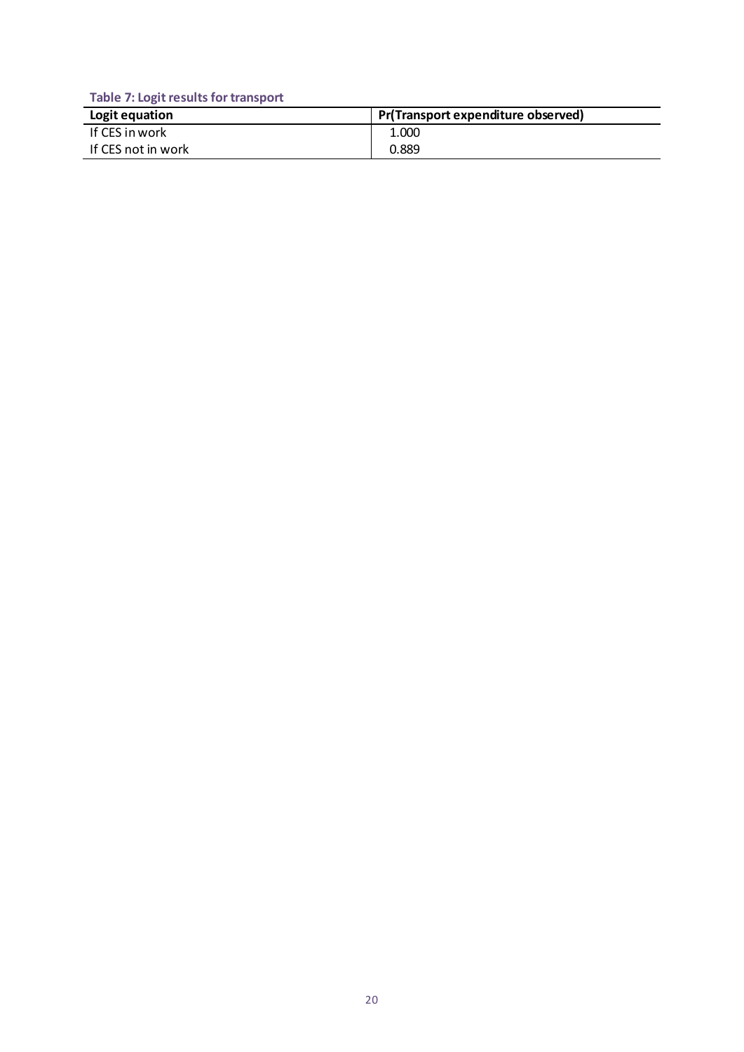**Table 7: Logit results for transport**

| Logit equation | Pr(Transport expenditure observed) |
| --- | --- |
| If CES in work | 1.000 |
| If CES not in work | 0.889 |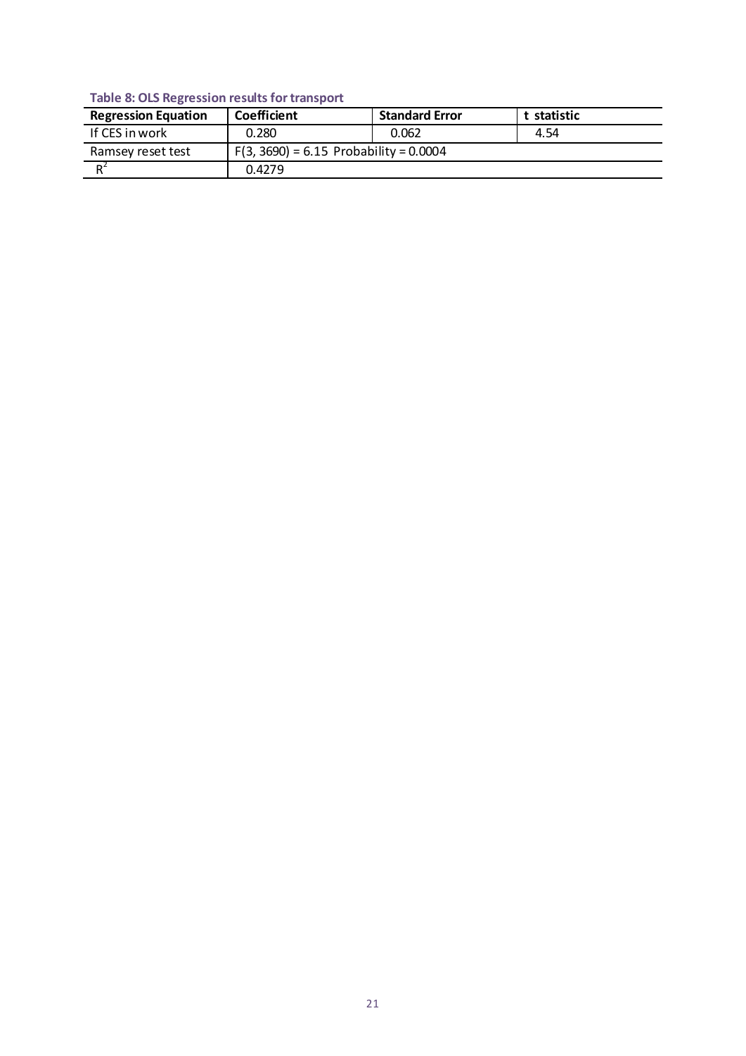**Table 8: OLS Regression results for transport**

| Regression Equation | Coefficient | Standard Error | t statistic |
|---|---|---|---|
| If CES in work | 0.280 | 0.062 | 4.54 |
| Ramsey reset test | $F(3, 3690) = 6.15$ Probability = 0.0004 | | |
| $R^2$ | 0.4279 | | |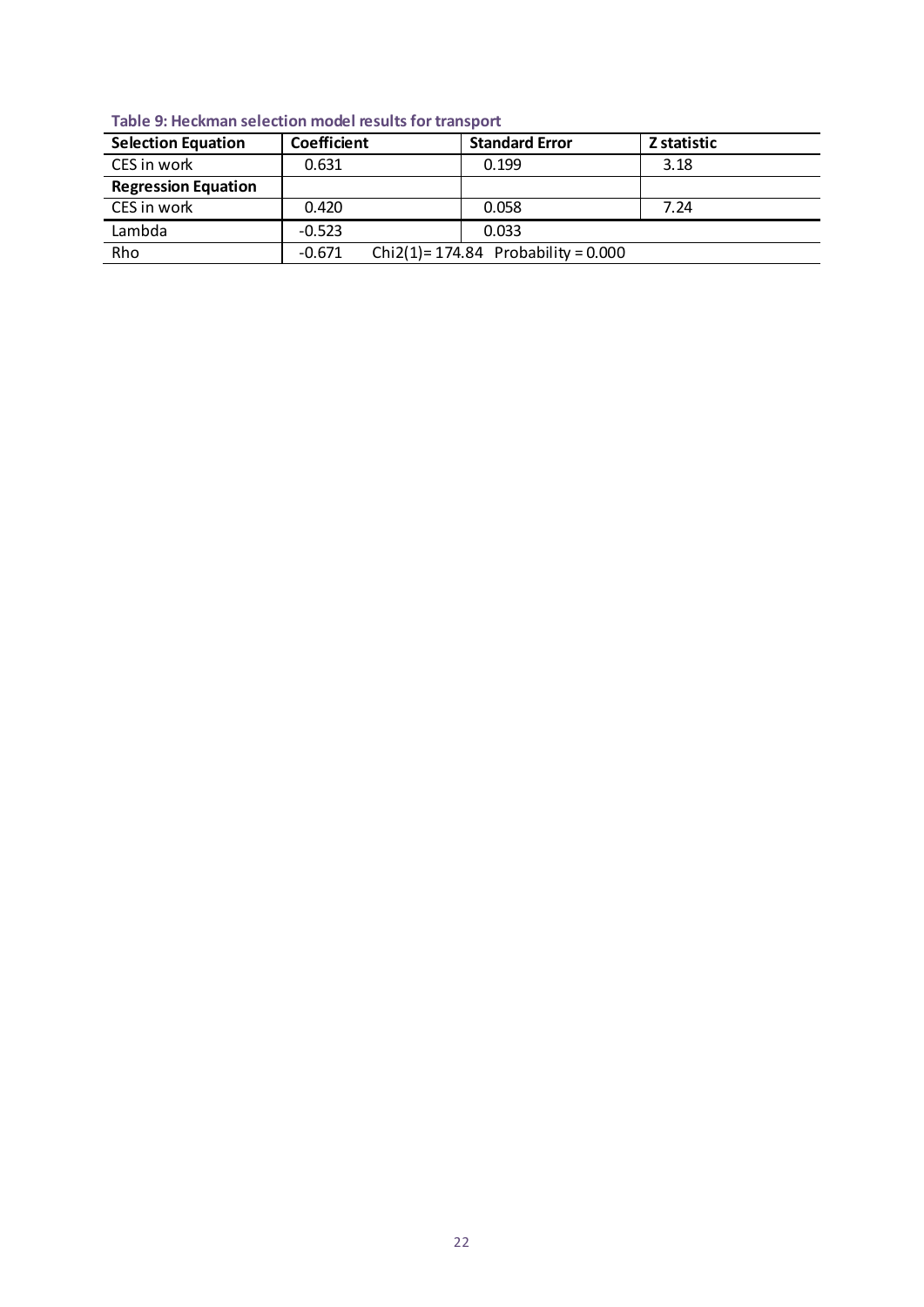**Table 9: Heckman selection model results for transport**

| Selection Equation | Coefficient | Standard Error | Z statistic |
|---|---|---|---|
| CES in work | 0.631 | 0.199 | 3.18 |
| **Regression Equation** | | | |
| CES in work | 0.420 | 0.058 | 7.24 |
| Lambda | -0.523 | 0.033 | |
| Rho | -0.671 | Chi2(1)= 174.84 Probability = 0.000 | |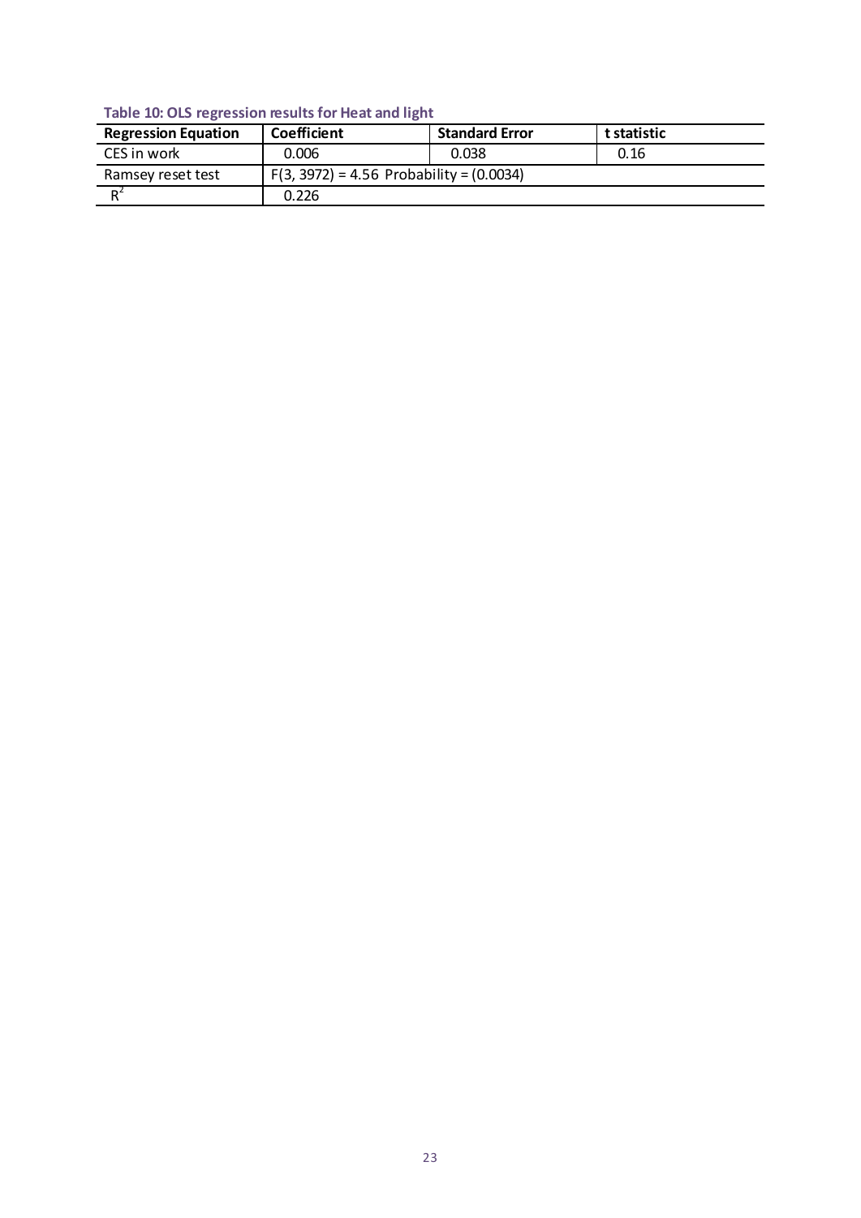**Table 10: OLS regression results for Heat and light**

| Regression Equation | Coefficient | Standard Error | t statistic |
|---|---|---|---|
| CES in work | 0.006 | 0.038 | 0.16 |
| Ramsey reset test | F(3, 3972) = 4.56 Probability = (0.0034) | | |
| $R^2$ | 0.226 | | |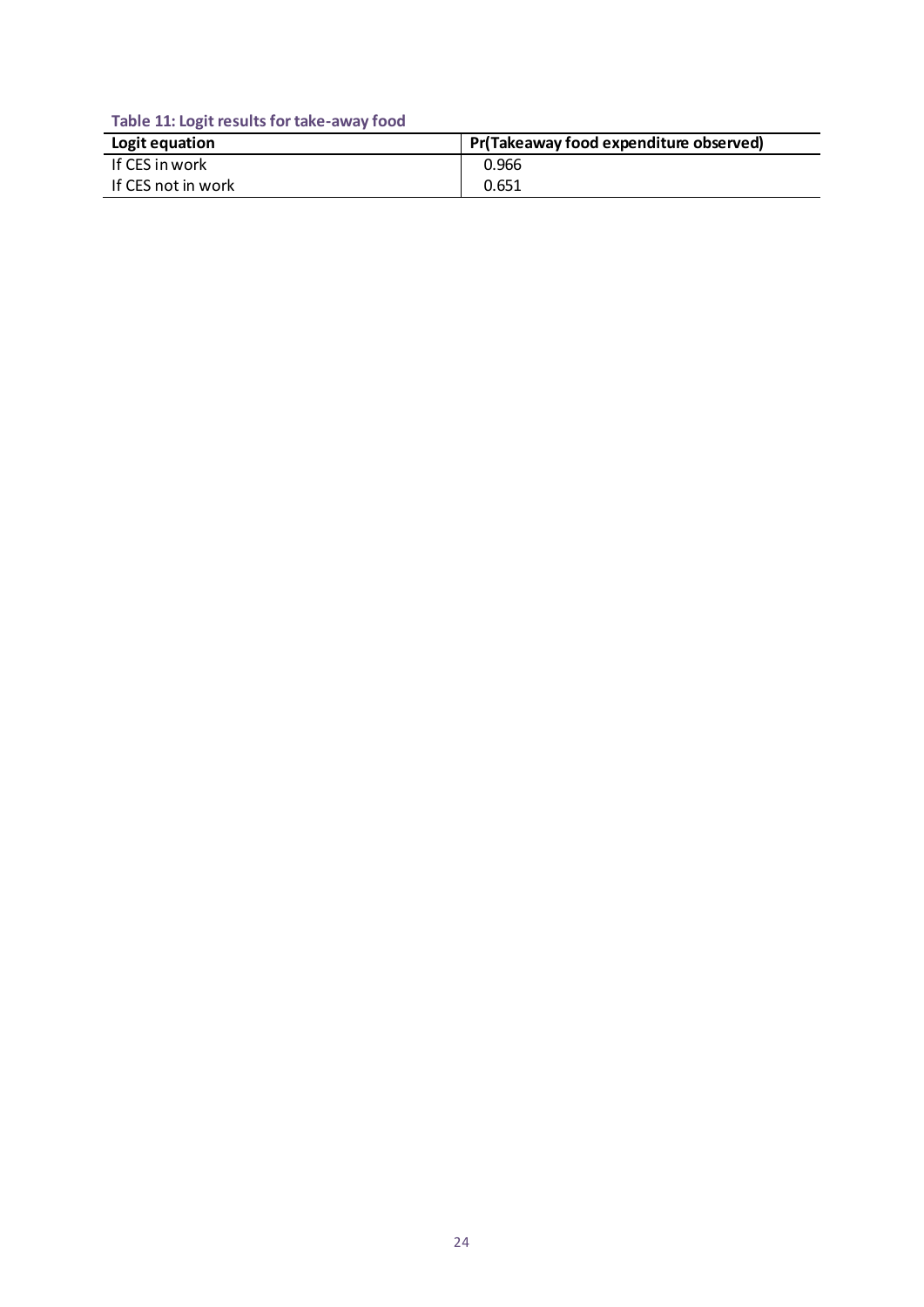**Table 11: Logit results for take-away food**

| Logit equation | Pr(Takeaway food expenditure observed) |
|---|---|
| If CES in work | 0.966 |
| If CES not in work | 0.651 |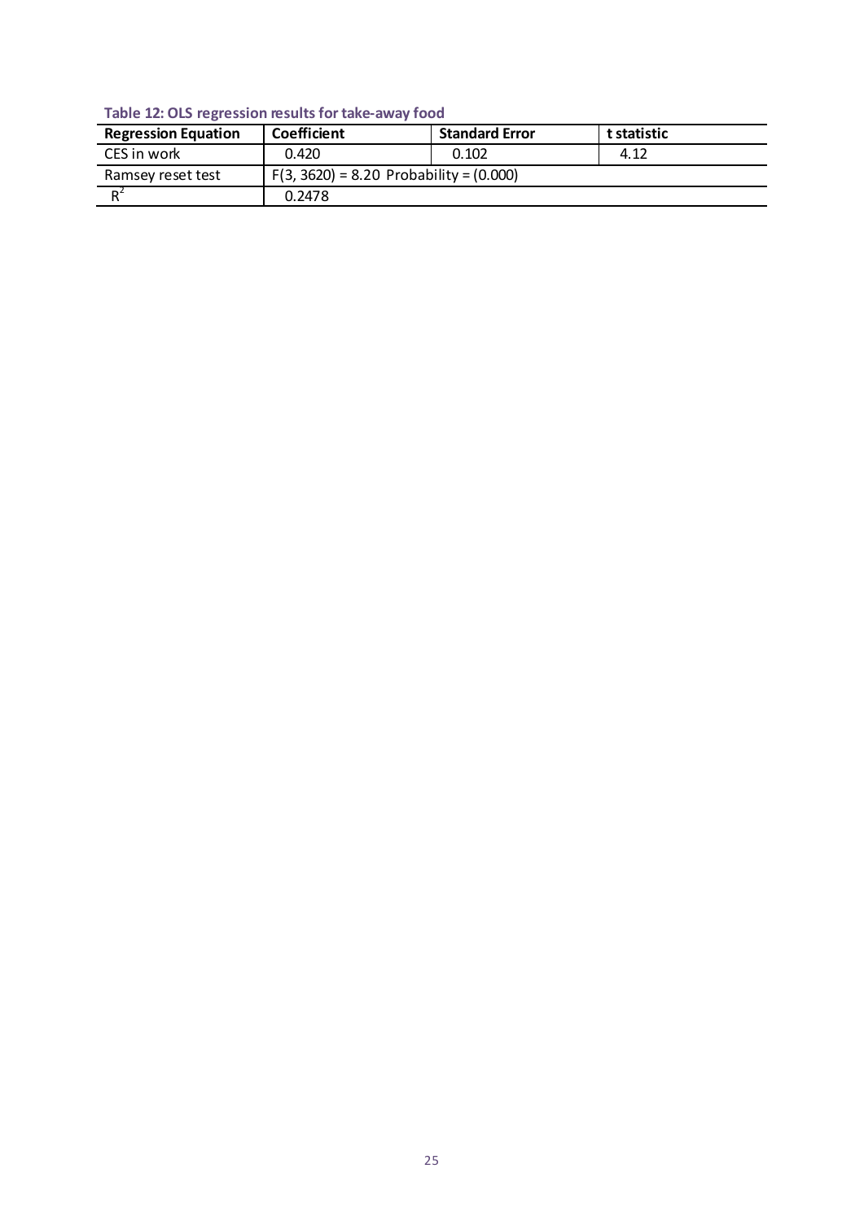**Table 12: OLS regression results for take-away food**

| Regression Equation | Coefficient | Standard Error | t statistic |
|---|---|---|---|
| CES in work | 0.420 | 0.102 | 4.12 |
| Ramsey reset test | $F(3, 3620) = 8.20$ Probability = (0.000) | | |
| $R^2$ | 0.2478 | | |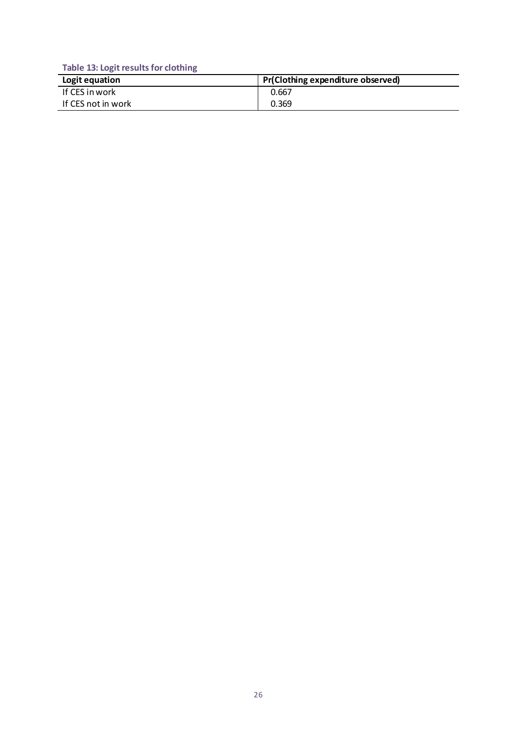**Table 13: Logit results for clothing**

| Logit equation | Pr(Clothing expenditure observed) |
| --- | --- |
| If CES in work | 0.667 |
| If CES not in work | 0.369 |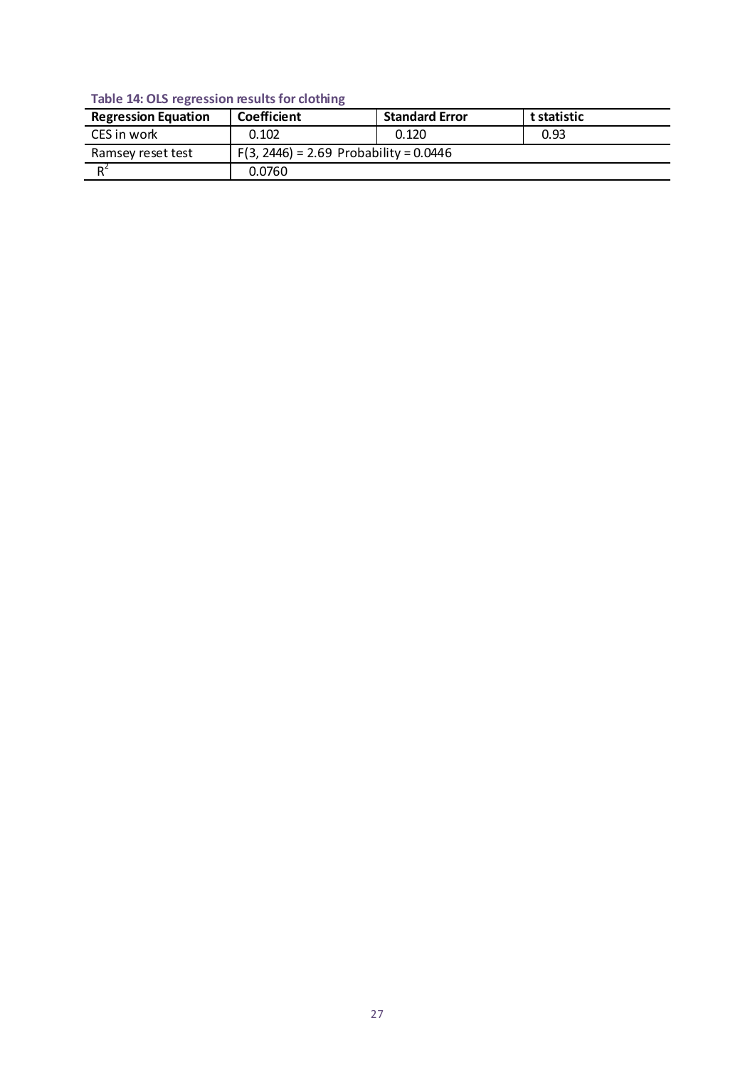**Table 14: OLS regression results for clothing**

| Regression Equation | Coefficient | Standard Error | t statistic |
|---|---|---|---|
| CES in work | 0.102 | 0.120 | 0.93 |
| Ramsey reset test | $F(3, 2446) = 2.69$ Probability = 0.0446 | | |
| $R^2$ | 0.0760 | | |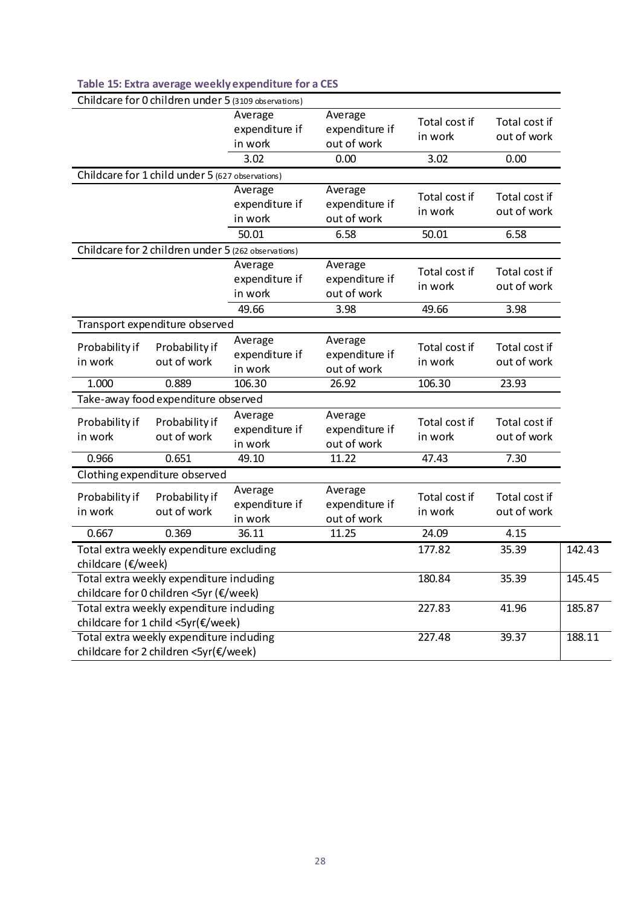**Table 15: Extra average weekly expenditure for a CES**

| Childcare for 0 children under 5 (3109 observations) | | | | | | |
|---|---|---|---|---|---|---|
| | | Average expenditure if in work | Average expenditure if out of work | Total cost if in work | Total cost if out of work | |
| | | 3.02 | 0.00 | 3.02 | 0.00 | |
| **Childcare for 1 child under 5 (627 observations)** | | | | | | |
| | | Average expenditure if in work | Average expenditure if out of work | Total cost if in work | Total cost if out of work | |
| | | 50.01 | 6.58 | 50.01 | 6.58 | |
| **Childcare for 2 children under 5 (262 observations)** | | | | | | |
| | | Average expenditure if in work | Average expenditure if out of work | Total cost if in work | Total cost if out of work | |
| | | 49.66 | 3.98 | 49.66 | 3.98 | |
| **Transport expenditure observed** | | | | | | |
| Probability if in work | Probability if out of work | Average expenditure if in work | Average expenditure if out of work | Total cost if in work | Total cost if out of work | |
| 1.000 | 0.889 | 106.30 | 26.92 | 106.30 | 23.93 | |
| **Take-away food expenditure observed** | | | | | | |
| Probability if in work | Probability if out of work | Average expenditure if in work | Average expenditure if out of work | Total cost if in work | Total cost if out of work | |
| 0.966 | 0.651 | 49.10 | 11.22 | 47.43 | 7.30 | |
| **Clothing expenditure observed** | | | | | | |
| Probability if in work | Probability if out of work | Average expenditure if in work | Average expenditure if out of work | Total cost if in work | Total cost if out of work | |
| 0.667 | 0.369 | 36.11 | 11.25 | 24.09 | 4.15 | |
| Total extra weekly expenditure excluding childcare (€/week) | | | | 177.82 | 35.39 | 142.43 |
| Total extra weekly expenditure including childcare for 0 children <5yr (€/week) | | | | 180.84 | 35.39 | 145.45 |
| Total extra weekly expenditure including childcare for 1 child <5yr(€/week) | | | | 227.83 | 41.96 | 185.87 |
| Total extra weekly expenditure including childcare for 2 children <5yr(€/week) | | | | 227.48 | 39.37 | 188.11 |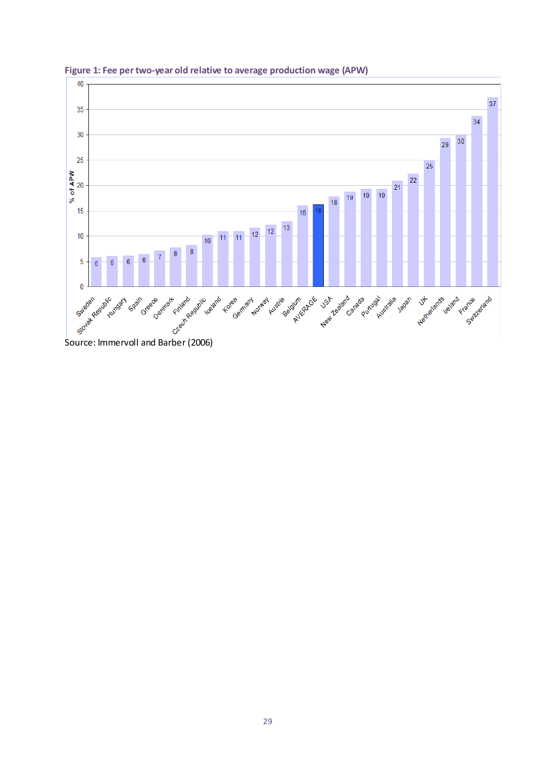**Figure 1: Fee per two-year old relative to average production wage (APW)**

| Country | % of APW |
|---|---|
| Sweden | 6 |
| Slovak Republic | 6 |
| Hungary | 6 |
| Spain | 6 |
| Greece | 7 |
| Denmark | 8 |
| Finland | 8 |
| Czech Republic | 10 |
| Iceland | 11 |
| Korea | 11 |
| Germany | 12 |
| Norway | 12 |
| Austria | 13 |
| Belgium | 16 |
| AVERAGE | 16 |
| USA | 18 |
| New Zealand | 19 |
| Canada | 19 |
| Portugal | 19 |
| Australia | 21 |
| Japan | 22 |
| UK | 25 |
| Netherlands | 29 |
| Ireland | 30 |
| France | 34 |
| Switzerland | 37 |

Source: Immervoll and Barber (2006)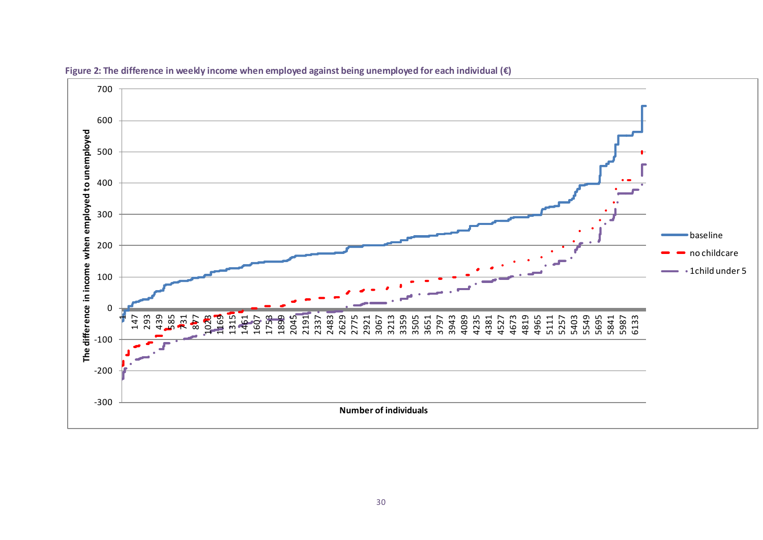**Figure 2: The difference in weekly income when employed against being unemployed for each individual (€)**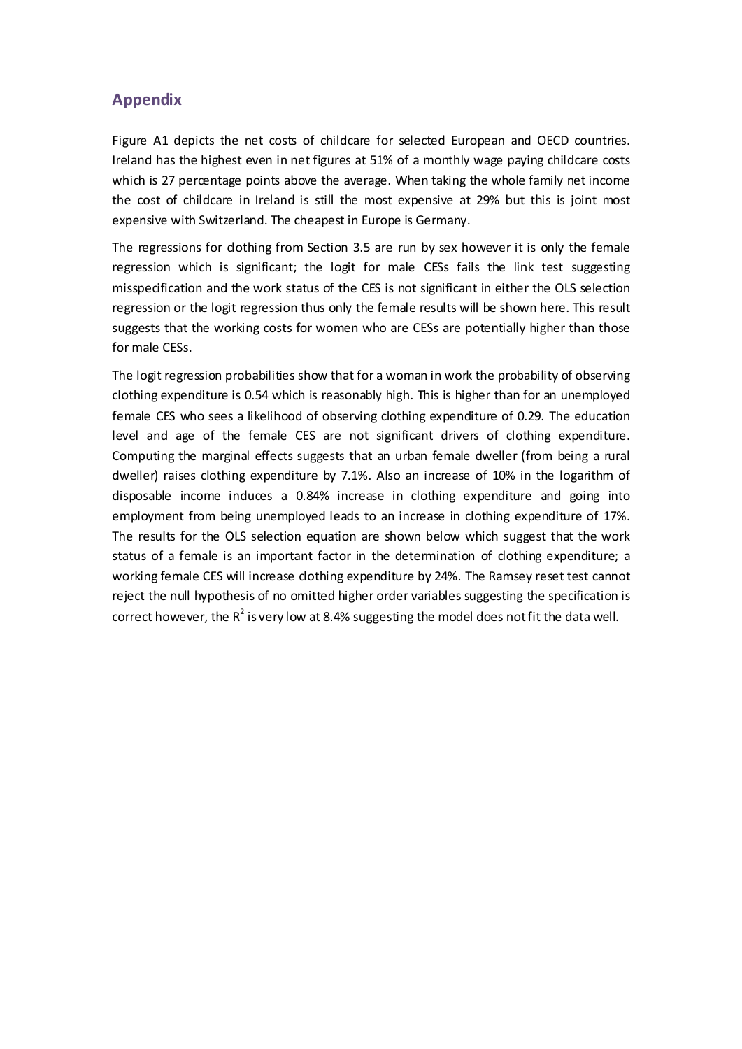## Appendix

Figure A1 depicts the net costs of childcare for selected European and OECD countries. Ireland has the highest even in net figures at 51% of a monthly wage paying childcare costs which is 27 percentage points above the average. When taking the whole family net income the cost of childcare in Ireland is still the most expensive at 29% but this is joint most expensive with Switzerland. The cheapest in Europe is Germany.

The regressions for clothing from Section 3.5 are run by sex however it is only the female regression which is significant; the logit for male CESs fails the link test suggesting misspecification and the work status of the CES is not significant in either the OLS selection regression or the logit regression thus only the female results will be shown here. This result suggests that the working costs for women who are CESs are potentially higher than those for male CESs.

The logit regression probabilities show that for a woman in work the probability of observing clothing expenditure is 0.54 which is reasonably high. This is higher than for an unemployed female CES who sees a likelihood of observing clothing expenditure of 0.29. The education level and age of the female CES are not significant drivers of clothing expenditure. Computing the marginal effects suggests that an urban female dweller (from being a rural dweller) raises clothing expenditure by 7.1%. Also an increase of 10% in the logarithm of disposable income induces a 0.84% increase in clothing expenditure and going into employment from being unemployed leads to an increase in clothing expenditure of 17%. The results for the OLS selection equation are shown below which suggest that the work status of a female is an important factor in the determination of clothing expenditure; a working female CES will increase clothing expenditure by 24%. The Ramsey reset test cannot reject the null hypothesis of no omitted higher order variables suggesting the specification is correct however, the $R^2$ is very low at 8.4% suggesting the model does not fit the data well.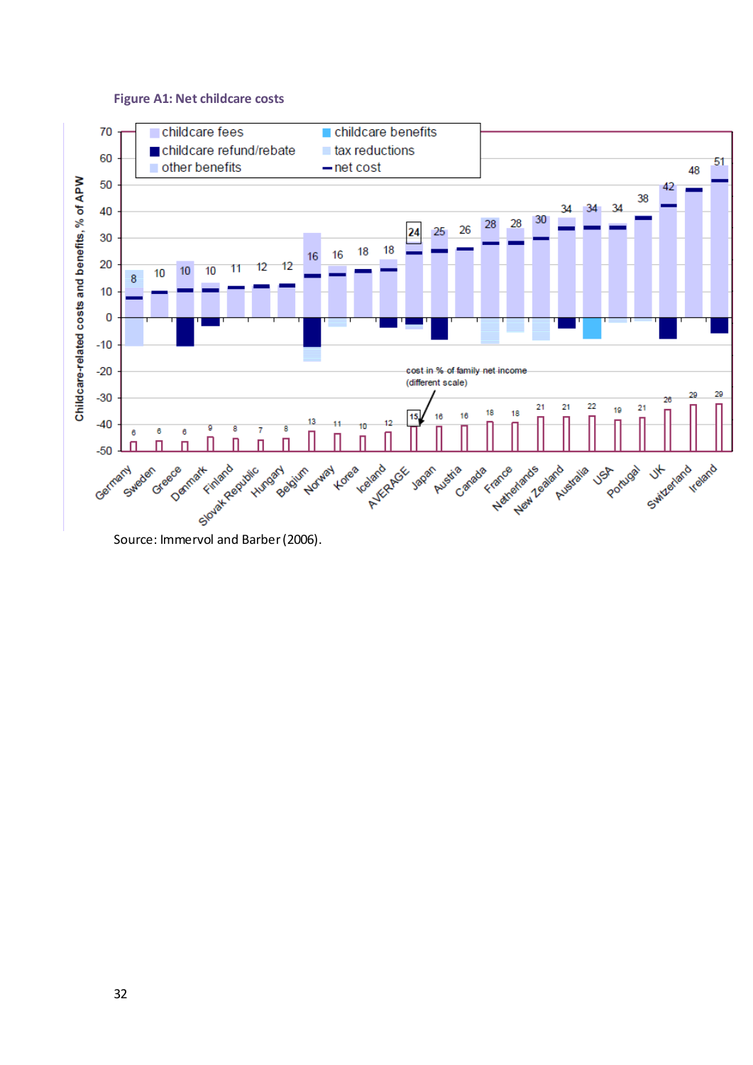**Figure A1: Net childcare costs**

Source: Immervol and Barber (2006).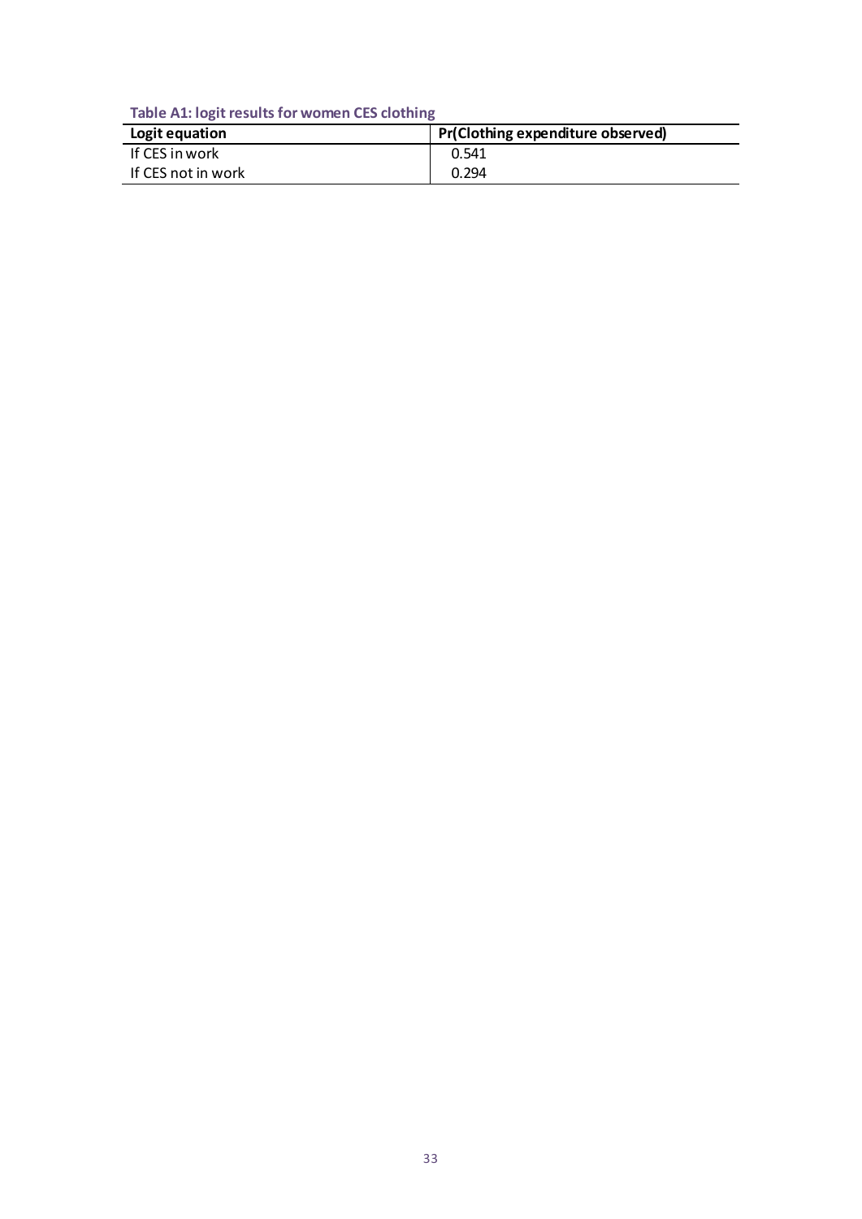**Table A1: logit results for women CES clothing**

| Logit equation | Pr(Clothing expenditure observed) |
| --- | --- |
| If CES in work | 0.541 |
| If CES not in work | 0.294 |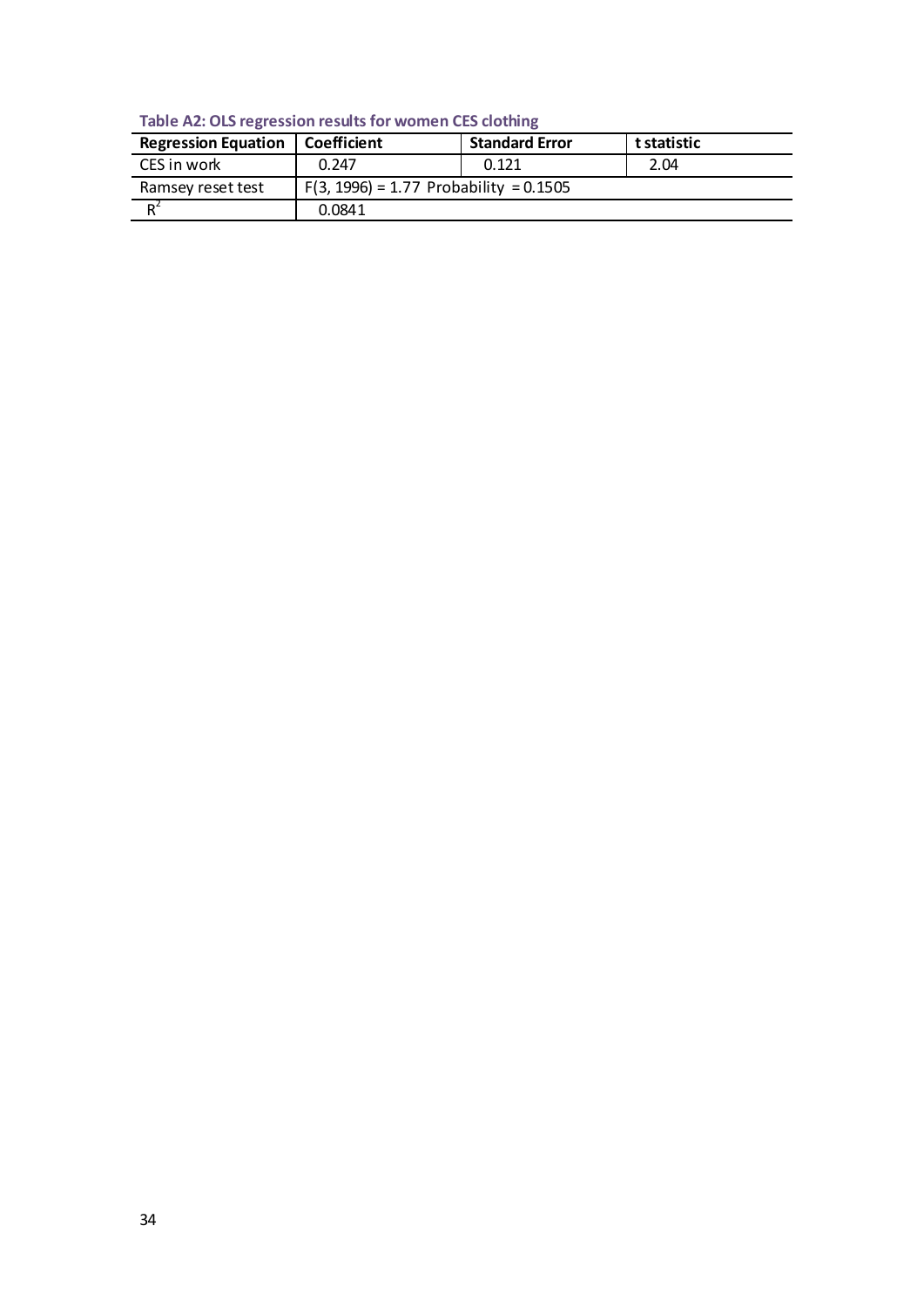**Table A2: OLS regression results for women CES clothing**

| Regression Equation | Coefficient | Standard Error | t statistic |
|---|---|---|---|
| CES in work | 0.247 | 0.121 | 2.04 |
| Ramsey reset test | $F(3, 1996) = 1.77$ Probability $= 0.1505$ | | |
| $R^2$ | 0.0841 | | |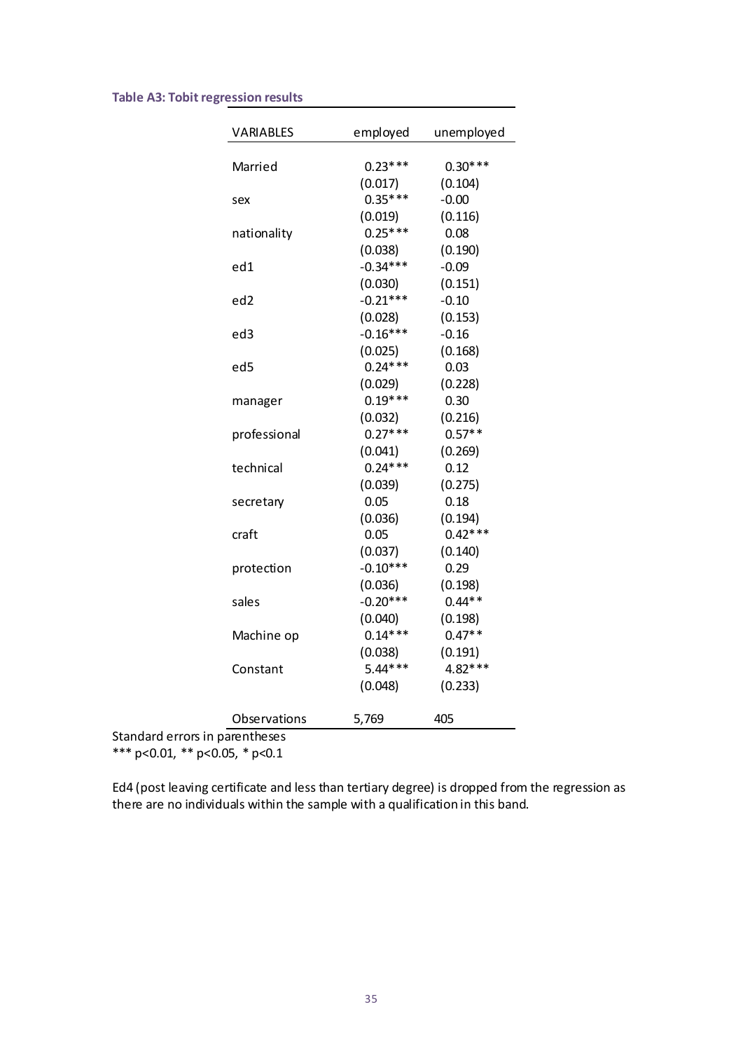**Table A3: Tobit regression results**

| VARIABLES | employed | unemployed |
|---|---|---|
| Married | 0.23*** | 0.30*** |
| | (0.017) | (0.104) |
| sex | 0.35*** | -0.00 |
| | (0.019) | (0.116) |
| nationality | 0.25*** | 0.08 |
| | (0.038) | (0.190) |
| ed1 | -0.34*** | -0.09 |
| | (0.030) | (0.151) |
| ed2 | -0.21*** | -0.10 |
| | (0.028) | (0.153) |
| ed3 | -0.16*** | -0.16 |
| | (0.025) | (0.168) |
| ed5 | 0.24*** | 0.03 |
| | (0.029) | (0.228) |
| manager | 0.19*** | 0.30 |
| | (0.032) | (0.216) |
| professional | 0.27*** | 0.57** |
| | (0.041) | (0.269) |
| technical | 0.24*** | 0.12 |
| | (0.039) | (0.275) |
| secretary | 0.05 | 0.18 |
| | (0.036) | (0.194) |
| craft | 0.05 | 0.42*** |
| | (0.037) | (0.140) |
| protection | -0.10*** | 0.29 |
| | (0.036) | (0.198) |
| sales | -0.20*** | 0.44** |
| | (0.040) | (0.198) |
| Machine op | 0.14*** | 0.47** |
| | (0.038) | (0.191) |
| Constant | 5.44*** | 4.82*** |
| | (0.048) | (0.233) |
| Observations | 5,769 | 405 |

Standard errors in parentheses
*** p<0.01, ** p<0.05, * p<0.1

Ed4 (post leaving certificate and less than tertiary degree) is dropped from the regression as there are no individuals within the sample with a qualification in this band.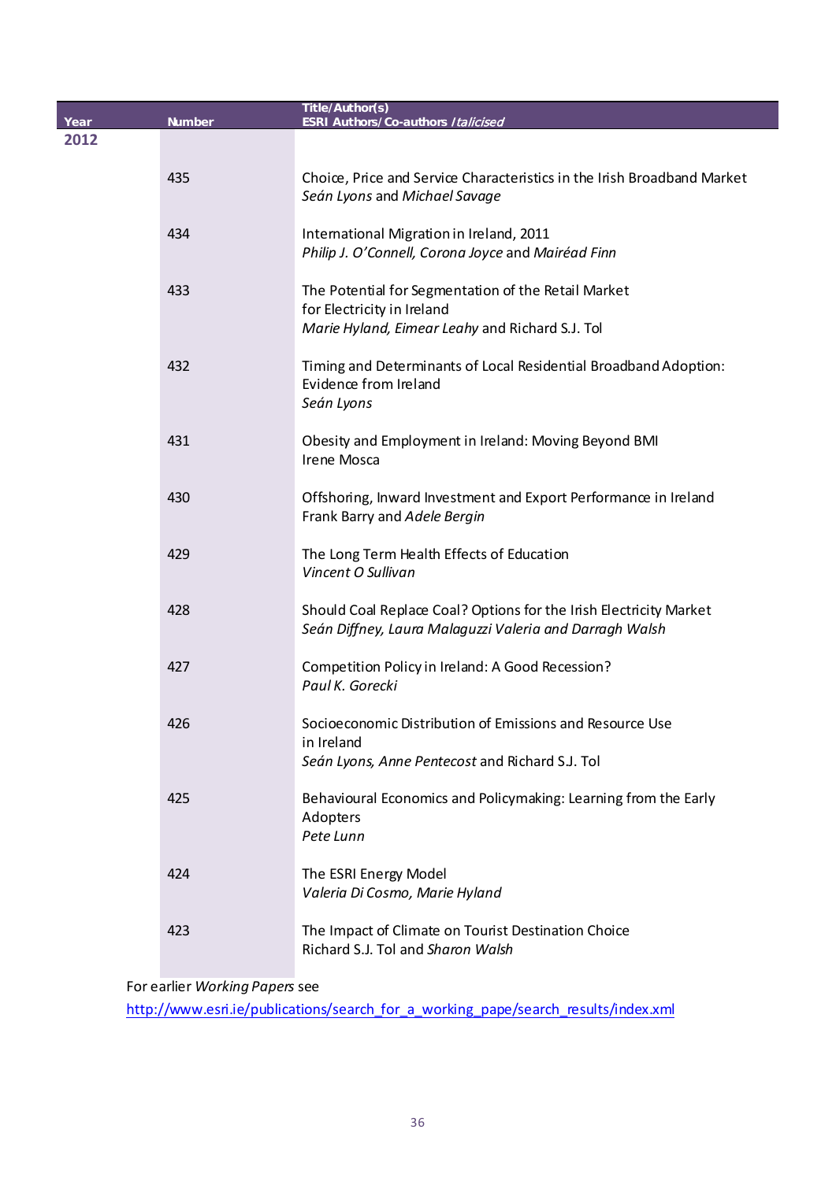| Year | Number | Title/Author(s) ESRI Authors/Co-authors *Italicised* |
|---|---|---|
| 2012 | | |
| | 435 | Choice, Price and Service Characteristics in the Irish Broadband Market *Seán Lyons* and *Michael Savage* |
| | 434 | International Migration in Ireland, 2011 *Philip J. O'Connell, Corona Joyce* and *Mairéad Finn* |
| | 433 | The Potential for Segmentation of the Retail Market for Electricity in Ireland *Marie Hyland, Eimear Leahy* and Richard S.J. Tol |
| | 432 | Timing and Determinants of Local Residential Broadband Adoption: Evidence from Ireland *Seán Lyons* |
| | 431 | Obesity and Employment in Ireland: Moving Beyond BMI Irene Mosca |
| | 430 | Offshoring, Inward Investment and Export Performance in Ireland Frank Barry and *Adele Bergin* |
| | 429 | The Long Term Health Effects of Education *Vincent O Sullivan* |
| | 428 | Should Coal Replace Coal? Options for the Irish Electricity Market *Seán Diffney, Laura Malaguzzi Valeria and Darragh Walsh* |
| | 427 | Competition Policy in Ireland: A Good Recession? *Paul K. Gorecki* |
| | 426 | Socioeconomic Distribution of Emissions and Resource Use in Ireland *Seán Lyons, Anne Pentecost* and Richard S.J. Tol |
| | 425 | Behavioural Economics and Policymaking: Learning from the Early Adopters *Pete Lunn* |
| | 424 | The ESRI Energy Model *Valeria Di Cosmo, Marie Hyland* |
| | 423 | The Impact of Climate on Tourist Destination Choice Richard S.J. Tol and *Sharon Walsh* |

For earlier *Working Papers* see
http://www.esri.ie/publications/search_for_a_working_pape/search_results/index.xml